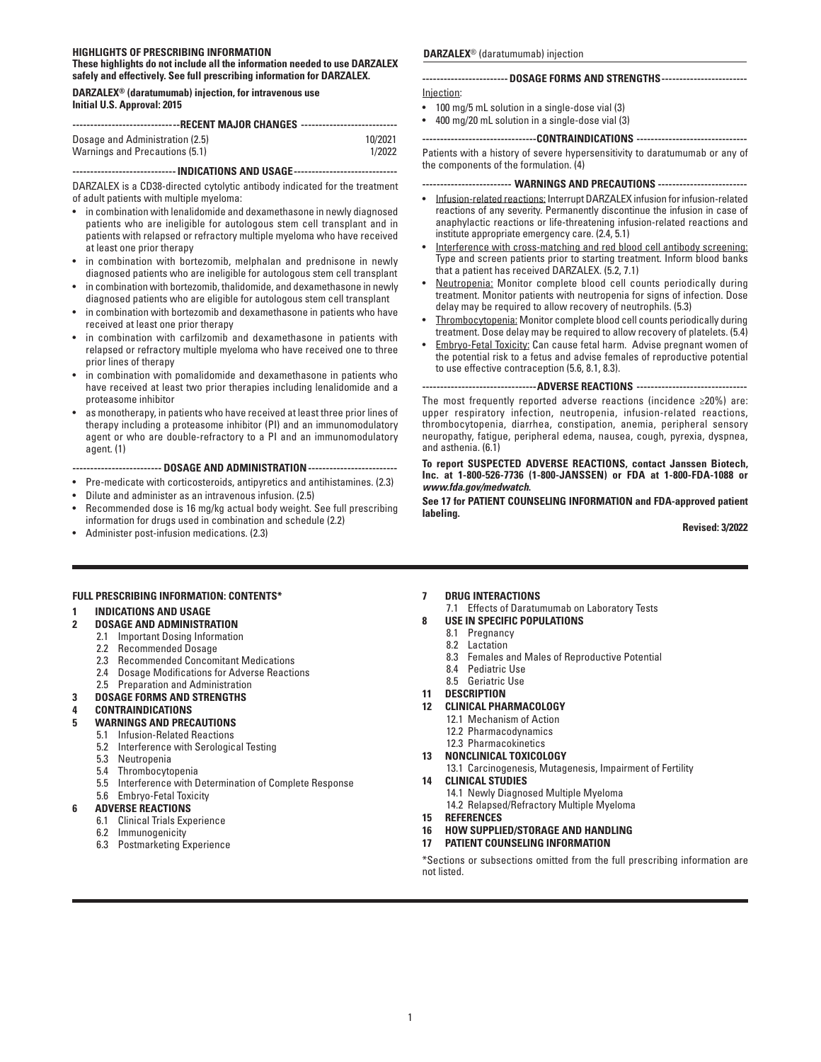**HIGHLIGHTS OF PRESCRIBING INFORMATION**

**These highlights do not include all the information needed to use DARZALEX safely and effectively. See full prescribing information for DARZALEX.**

**DARZALEX® (daratumumab) injection, for intravenous use**
**Initial U.S. Approval: 2015**

**RECENT MAJOR CHANGES**

| | |
|---|---|
| Dosage and Administration (2.5) | 10/2021 |
| Warnings and Precautions (5.1) | 1/2022 |

**INDICATIONS AND USAGE**

DARZALEX is a CD38-directed cytolytic antibody indicated for the treatment of adult patients with multiple myeloma:

- in combination with lenalidomide and dexamethasone in newly diagnosed patients who are ineligible for autologous stem cell transplant and in patients with relapsed or refractory multiple myeloma who have received at least one prior therapy
- in combination with bortezomib, melphalan and prednisone in newly diagnosed patients who are ineligible for autologous stem cell transplant
- in combination with bortezomib, thalidomide, and dexamethasone in newly diagnosed patients who are eligible for autologous stem cell transplant
- in combination with bortezomib and dexamethasone in patients who have received at least one prior therapy
- in combination with carfilzomib and dexamethasone in patients with relapsed or refractory multiple myeloma who have received one to three prior lines of therapy
- in combination with pomalidomide and dexamethasone in patients who have received at least two prior therapies including lenalidomide and a proteasome inhibitor
- as monotherapy, in patients who have received at least three prior lines of therapy including a proteasome inhibitor (PI) and an immunomodulatory agent or who are double-refractory to a PI and an immunomodulatory agent. (1)

**DOSAGE AND ADMINISTRATION**

- Pre-medicate with corticosteroids, antipyretics and antihistamines. (2.3)
- Dilute and administer as an intravenous infusion. (2.5)
- Recommended dose is 16 mg/kg actual body weight. See full prescribing information for drugs used in combination and schedule (2.2)
- Administer post-infusion medications. (2.3)

**DARZALEX®** (daratumumab) injection

**DOSAGE FORMS AND STRENGTHS**

Injection:

- 100 mg/5 mL solution in a single-dose vial (3)
- 400 mg/20 mL solution in a single-dose vial (3)

**CONTRAINDICATIONS**

Patients with a history of severe hypersensitivity to daratumumab or any of the components of the formulation. (4)

**WARNINGS AND PRECAUTIONS**

- Infusion-related reactions: Interrupt DARZALEX infusion for infusion-related reactions of any severity. Permanently discontinue the infusion in case of anaphylactic reactions or life-threatening infusion-related reactions and institute appropriate emergency care. (2.4, 5.1)
- Interference with cross-matching and red blood cell antibody screening: Type and screen patients prior to starting treatment. Inform blood banks that a patient has received DARZALEX. (5.2, 7.1)
- Neutropenia: Monitor complete blood cell counts periodically during treatment. Monitor patients with neutropenia for signs of infection. Dose delay may be required to allow recovery of neutrophils. (5.3)
- Thrombocytopenia: Monitor complete blood cell counts periodically during treatment. Dose delay may be required to allow recovery of platelets. (5.4)
- Embryo-Fetal Toxicity: Can cause fetal harm. Advise pregnant women of the potential risk to a fetus and advise females of reproductive potential to use effective contraception (5.6, 8.1, 8.3).

**ADVERSE REACTIONS**

The most frequently reported adverse reactions (incidence ≥20%) are: upper respiratory infection, neutropenia, infusion-related reactions, thrombocytopenia, diarrhea, constipation, anemia, peripheral sensory neuropathy, fatigue, peripheral edema, nausea, cough, pyrexia, dyspnea, and asthenia. (6.1)

**To report SUSPECTED ADVERSE REACTIONS, contact Janssen Biotech, Inc. at 1-800-526-7736 (1-800-JANSSEN) or FDA at 1-800-FDA-1088 or *www.fda.gov/medwatch*.**

**See 17 for PATIENT COUNSELING INFORMATION and FDA-approved patient labeling.**

**Revised: 3/2022**

---

**FULL PRESCRIBING INFORMATION: CONTENTS***

**1 INDICATIONS AND USAGE**
**2 DOSAGE AND ADMINISTRATION**
- 2.1 Important Dosing Information
- 2.2 Recommended Dosage
- 2.3 Recommended Concomitant Medications
- 2.4 Dosage Modifications for Adverse Reactions
- 2.5 Preparation and Administration

**3 DOSAGE FORMS AND STRENGTHS**
**4 CONTRAINDICATIONS**
**5 WARNINGS AND PRECAUTIONS**
- 5.1 Infusion-Related Reactions
- 5.2 Interference with Serological Testing
- 5.3 Neutropenia
- 5.4 Thrombocytopenia
- 5.5 Interference with Determination of Complete Response
- 5.6 Embryo-Fetal Toxicity

**6 ADVERSE REACTIONS**
- 6.1 Clinical Trials Experience
- 6.2 Immunogenicity
- 6.3 Postmarketing Experience

**7 DRUG INTERACTIONS**
- 7.1 Effects of Daratumumab on Laboratory Tests

**8 USE IN SPECIFIC POPULATIONS**
- 8.1 Pregnancy
- 8.2 Lactation
- 8.3 Females and Males of Reproductive Potential
- 8.4 Pediatric Use
- 8.5 Geriatric Use

**11 DESCRIPTION**
**12 CLINICAL PHARMACOLOGY**
- 12.1 Mechanism of Action
- 12.2 Pharmacodynamics
- 12.3 Pharmacokinetics

**13 NONCLINICAL TOXICOLOGY**
- 13.1 Carcinogenesis, Mutagenesis, Impairment of Fertility

**14 CLINICAL STUDIES**
- 14.1 Newly Diagnosed Multiple Myeloma
- 14.2 Relapsed/Refractory Multiple Myeloma

**15 REFERENCES**
**16 HOW SUPPLIED/STORAGE AND HANDLING**
**17 PATIENT COUNSELING INFORMATION**

*Sections or subsections omitted from the full prescribing information are not listed.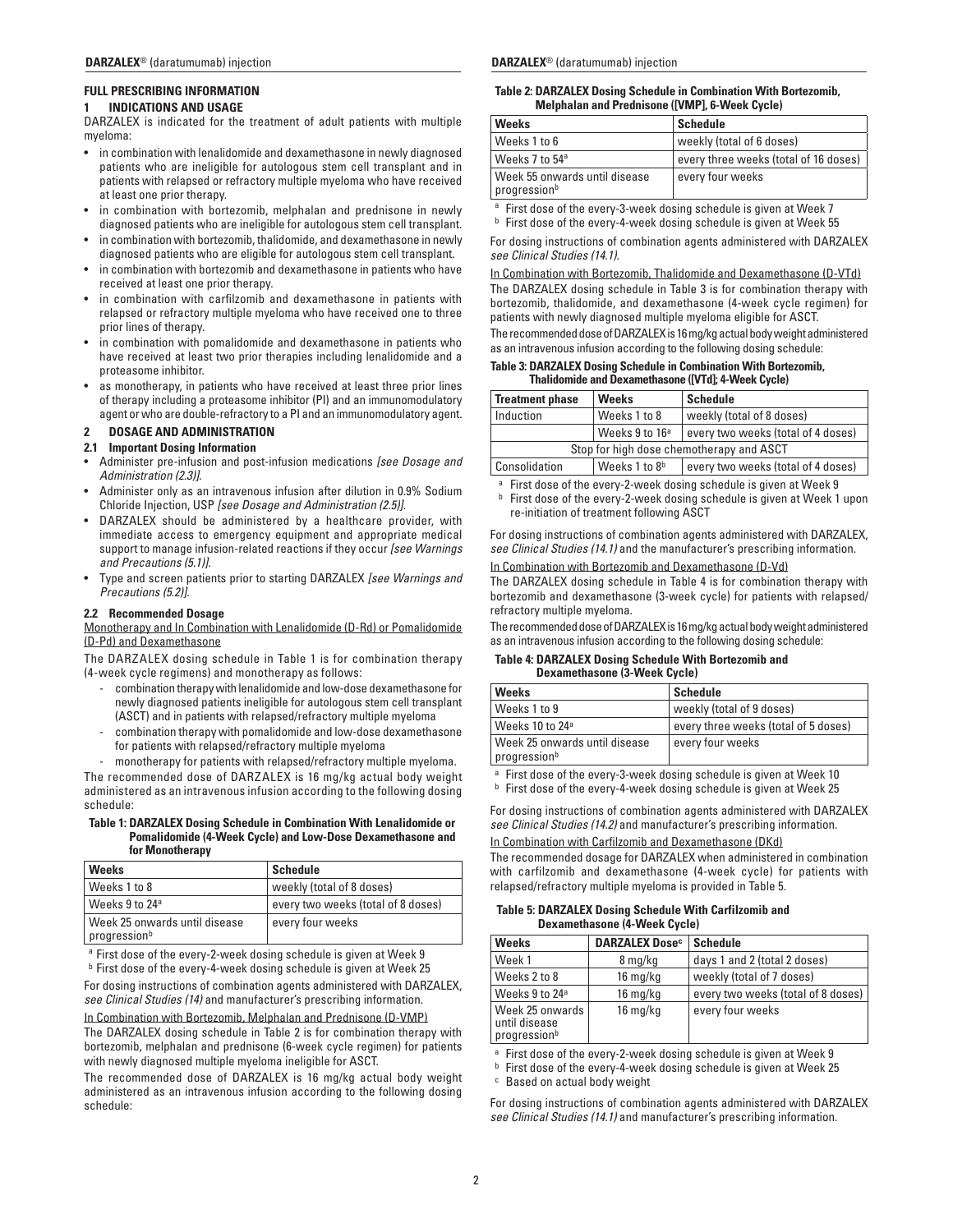## FULL PRESCRIBING INFORMATION

## 1 INDICATIONS AND USAGE

DARZALEX is indicated for the treatment of adult patients with multiple myeloma:

- in combination with lenalidomide and dexamethasone in newly diagnosed patients who are ineligible for autologous stem cell transplant and in patients with relapsed or refractory multiple myeloma who have received at least one prior therapy.
- in combination with bortezomib, melphalan and prednisone in newly diagnosed patients who are ineligible for autologous stem cell transplant.
- in combination with bortezomib, thalidomide, and dexamethasone in newly diagnosed patients who are eligible for autologous stem cell transplant.
- in combination with bortezomib and dexamethasone in patients who have received at least one prior therapy.
- in combination with carfilzomib and dexamethasone in patients with relapsed or refractory multiple myeloma who have received one to three prior lines of therapy.
- in combination with pomalidomide and dexamethasone in patients who have received at least two prior therapies including lenalidomide and a proteasome inhibitor.
- as monotherapy, in patients who have received at least three prior lines of therapy including a proteasome inhibitor (PI) and an immunomodulatory agent or who are double-refractory to a PI and an immunomodulatory agent.

## 2 DOSAGE AND ADMINISTRATION

### 2.1 Important Dosing Information

- Administer pre-infusion and post-infusion medications *[see Dosage and Administration (2.3)]*.
- Administer only as an intravenous infusion after dilution in 0.9% Sodium Chloride Injection, USP *[see Dosage and Administration (2.5)]*.
- DARZALEX should be administered by a healthcare provider, with immediate access to emergency equipment and appropriate medical support to manage infusion-related reactions if they occur *[see Warnings and Precautions (5.1)]*.
- Type and screen patients prior to starting DARZALEX *[see Warnings and Precautions (5.2)]*.

### 2.2 Recommended Dosage

Monotherapy and In Combination with Lenalidomide (D-Rd) or Pomalidomide (D-Pd) and Dexamethasone

The DARZALEX dosing schedule in Table 1 is for combination therapy (4-week cycle regimens) and monotherapy as follows:

- combination therapy with lenalidomide and low-dose dexamethasone for newly diagnosed patients ineligible for autologous stem cell transplant (ASCT) and in patients with relapsed/refractory multiple myeloma
- combination therapy with pomalidomide and low-dose dexamethasone for patients with relapsed/refractory multiple myeloma
- monotherapy for patients with relapsed/refractory multiple myeloma.

The recommended dose of DARZALEX is 16 mg/kg actual body weight administered as an intravenous infusion according to the following dosing schedule:

**Table 1: DARZALEX Dosing Schedule in Combination With Lenalidomide or Pomalidomide (4-Week Cycle) and Low-Dose Dexamethasone and for Monotherapy**

| Weeks | Schedule |
|---|---|
| Weeks 1 to 8 | weekly (total of 8 doses) |
| Weeks 9 to 24[a] | every two weeks (total of 8 doses) |
| Week 25 onwards until disease progression[b] | every four weeks |

[a] First dose of the every-2-week dosing schedule is given at Week 9
[b] First dose of the every-4-week dosing schedule is given at Week 25

For dosing instructions of combination agents administered with DARZALEX, *see Clinical Studies (14)* and manufacturer's prescribing information.

In Combination with Bortezomib, Melphalan and Prednisone (D-VMP)

The DARZALEX dosing schedule in Table 2 is for combination therapy with bortezomib, melphalan and prednisone (6-week cycle regimen) for patients with newly diagnosed multiple myeloma ineligible for ASCT.

The recommended dose of DARZALEX is 16 mg/kg actual body weight administered as an intravenous infusion according to the following dosing schedule:

**Table 2: DARZALEX Dosing Schedule in Combination With Bortezomib, Melphalan and Prednisone ([VMP], 6-Week Cycle)**

| Weeks | Schedule |
|---|---|
| Weeks 1 to 6 | weekly (total of 6 doses) |
| Weeks 7 to 54[a] | every three weeks (total of 16 doses) |
| Week 55 onwards until disease progression[b] | every four weeks |

[a] First dose of the every-3-week dosing schedule is given at Week 7
[b] First dose of the every-4-week dosing schedule is given at Week 55

For dosing instructions of combination agents administered with DARZALEX *see Clinical Studies (14.1)*.

In Combination with Bortezomib, Thalidomide and Dexamethasone (D-VTd)

The DARZALEX dosing schedule in Table 3 is for combination therapy with bortezomib, thalidomide, and dexamethasone (4-week cycle regimen) for patients with newly diagnosed multiple myeloma eligible for ASCT.

The recommended dose of DARZALEX is 16 mg/kg actual body weight administered as an intravenous infusion according to the following dosing schedule:

**Table 3: DARZALEX Dosing Schedule in Combination With Bortezomib, Thalidomide and Dexamethasone ([VTd]; 4-Week Cycle)**

| Treatment phase | Weeks | Schedule |
|---|---|---|
| Induction | Weeks 1 to 8 | weekly (total of 8 doses) |
| | Weeks 9 to 16[a] | every two weeks (total of 4 doses) |
| Stop for high dose chemotherapy and ASCT | | |
| Consolidation | Weeks 1 to 8[b] | every two weeks (total of 4 doses) |

[a] First dose of the every-2-week dosing schedule is given at Week 9
[b] First dose of the every-2-week dosing schedule is given at Week 1 upon re-initiation of treatment following ASCT

For dosing instructions of combination agents administered with DARZALEX, *see Clinical Studies (14.1)* and the manufacturer's prescribing information.

In Combination with Bortezomib and Dexamethasone (D-Vd)

The DARZALEX dosing schedule in Table 4 is for combination therapy with bortezomib and dexamethasone (3-week cycle) for patients with relapsed/refractory multiple myeloma.

The recommended dose of DARZALEX is 16 mg/kg actual body weight administered as an intravenous infusion according to the following dosing schedule:

**Table 4: DARZALEX Dosing Schedule With Bortezomib and Dexamethasone (3-Week Cycle)**

| Weeks | Schedule |
|---|---|
| Weeks 1 to 9 | weekly (total of 9 doses) |
| Weeks 10 to 24[a] | every three weeks (total of 5 doses) |
| Week 25 onwards until disease progression[b] | every four weeks |

[a] First dose of the every-3-week dosing schedule is given at Week 10
[b] First dose of the every-4-week dosing schedule is given at Week 25

For dosing instructions of combination agents administered with DARZALEX *see Clinical Studies (14.2)* and manufacturer's prescribing information.

In Combination with Carfilzomib and Dexamethasone (DKd)

The recommended dosage for DARZALEX when administered in combination with carfilzomib and dexamethasone (4-week cycle) for patients with relapsed/refractory multiple myeloma is provided in Table 5.

**Table 5: DARZALEX Dosing Schedule With Carfilzomib and Dexamethasone (4-Week Cycle)**

| Weeks | DARZALEX Dose[c] | Schedule |
|---|---|---|
| Week 1 | 8 mg/kg | days 1 and 2 (total 2 doses) |
| Weeks 2 to 8 | 16 mg/kg | weekly (total of 7 doses) |
| Weeks 9 to 24[a] | 16 mg/kg | every two weeks (total of 8 doses) |
| Week 25 onwards until disease progression[b] | 16 mg/kg | every four weeks |

[a] First dose of the every-2-week dosing schedule is given at Week 9
[b] First dose of the every-4-week dosing schedule is given at Week 25
[c] Based on actual body weight

For dosing instructions of combination agents administered with DARZALEX *see Clinical Studies (14.1)* and manufacturer's prescribing information.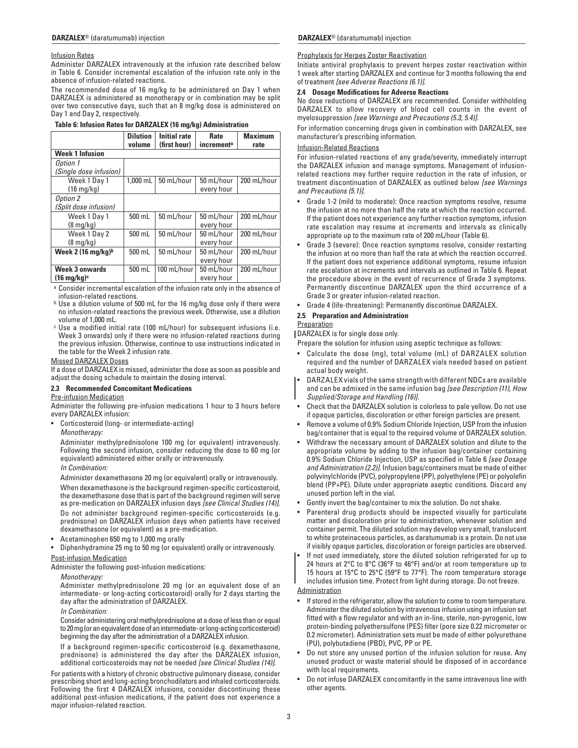Infusion Rates

Administer DARZALEX intravenously at the infusion rate described below in Table 6. Consider incremental escalation of the infusion rate only in the absence of infusion-related reactions.

The recommended dose of 16 mg/kg to be administered on Day 1 when DARZALEX is administered as monotherapy or in combination may be split over two consecutive days, such that an 8 mg/kg dose is administered on Day 1 and Day 2, respectively.

**Table 6: Infusion Rates for DARZALEX (16 mg/kg) Administration**

| | Dilution volume | Initial rate (first hour) | Rate increment[a] | Maximum rate |
|---|---|---|---|---|
| **Week 1 Infusion** | | | | |
| *Option 1 (Single dose infusion)* | | | | |
| Week 1 Day 1 (16 mg/kg) | 1,000 mL | 50 mL/hour | 50 mL/hour every hour | 200 mL/hour |
| *Option 2 (Split dose infusion)* | | | | |
| Week 1 Day 1 (8 mg/kg) | 500 mL | 50 mL/hour | 50 mL/hour every hour | 200 mL/hour |
| Week 1 Day 2 (8 mg/kg) | 500 mL | 50 mL/hour | 50 mL/hour every hour | 200 mL/hour |
| **Week 2 (16 mg/kg)[b]** | 500 mL | 50 mL/hour | 50 mL/hour every hour | 200 mL/hour |
| **Week 3 onwards (16 mg/kg)[c]** | 500 mL | 100 mL/hour | 50 mL/hour every hour | 200 mL/hour |

[a] Consider incremental escalation of the infusion rate only in the absence of infusion-related reactions.

[b] Use a dilution volume of 500 mL for the 16 mg/kg dose only if there were no infusion-related reactions the previous week. Otherwise, use a dilution volume of 1,000 mL.

[c] Use a modified initial rate (100 mL/hour) for subsequent infusions (i.e. Week 3 onwards) only if there were no infusion-related reactions during the previous infusion. Otherwise, continue to use instructions indicated in the table for the Week 2 infusion rate.

Missed DARZALEX Doses

If a dose of DARZALEX is missed, administer the dose as soon as possible and adjust the dosing schedule to maintain the dosing interval.

### 2.3 Recommended Concomitant Medications

Pre-infusion Medication

Administer the following pre-infusion medications 1 hour to 3 hours before every DARZALEX infusion:

- Corticosteroid (long- or intermediate-acting)

  *Monotherapy:*

  Administer methylprednisolone 100 mg (or equivalent) intravenously. Following the second infusion, consider reducing the dose to 60 mg (or equivalent) administered either orally or intravenously.

  *In Combination:*

  Administer dexamethasone 20 mg (or equivalent) orally or intravenously.

  When dexamethasone is the background regimen-specific corticosteroid, the dexamethasone dose that is part of the background regimen will serve as pre-medication on DARZALEX infusion days *[see Clinical Studies (14)]*.

  Do not administer background regimen-specific corticosteroids (e.g. prednisone) on DARZALEX infusion days when patients have received dexamethasone (or equivalent) as a pre-medication.

- Acetaminophen 650 mg to 1,000 mg orally
- Diphenhydramine 25 mg to 50 mg (or equivalent) orally or intravenously.

Post-infusion Medication

Administer the following post-infusion medications:

*Monotherapy:*

Administer methylprednisolone 20 mg (or an equivalent dose of an intermediate- or long-acting corticosteroid) orally for 2 days starting the day after the administration of DARZALEX.

*In Combination:*

Consider administering oral methylprednisolone at a dose of less than or equal to 20 mg (or an equivalent dose of an intermediate- or long-acting corticosteroid) beginning the day after the administration of a DARZALEX infusion.

If a background regimen-specific corticosteroid (e.g. dexamethasone, prednisone) is administered the day after the DARZALEX infusion, additional corticosteroids may not be needed *[see Clinical Studies (14)]*.

For patients with a history of chronic obstructive pulmonary disease, consider prescribing short and long-acting bronchodilators and inhaled corticosteroids. Following the first 4 DARZALEX infusions, consider discontinuing these additional post-infusion medications, if the patient does not experience a major infusion-related reaction.

Prophylaxis for Herpes Zoster Reactivation

Initiate antiviral prophylaxis to prevent herpes zoster reactivation within 1 week after starting DARZALEX and continue for 3 months following the end of treatment *[see Adverse Reactions (6.1)]*.

### 2.4 Dosage Modifications for Adverse Reactions

No dose reductions of DARZALEX are recommended. Consider withholding DARZALEX to allow recovery of blood cell counts in the event of myelosuppression *[see Warnings and Precautions (5.3, 5.4)]*.

For information concerning drugs given in combination with DARZALEX, see manufacturer's prescribing information.

Infusion-Related Reactions

For infusion-related reactions of any grade/severity, immediately interrupt the DARZALEX infusion and manage symptoms. Management of infusion-related reactions may further require reduction in the rate of infusion, or treatment discontinuation of DARZALEX as outlined below *[see Warnings and Precautions (5.1)]*.

- Grade 1-2 (mild to moderate): Once reaction symptoms resolve, resume the infusion at no more than half the rate at which the reaction occurred. If the patient does not experience any further reaction symptoms, infusion rate escalation may resume at increments and intervals as clinically appropriate up to the maximum rate of 200 mL/hour (Table 6).
- Grade 3 (severe): Once reaction symptoms resolve, consider restarting the infusion at no more than half the rate at which the reaction occurred. If the patient does not experience additional symptoms, resume infusion rate escalation at increments and intervals as outlined in Table 6. Repeat the procedure above in the event of recurrence of Grade 3 symptoms. Permanently discontinue DARZALEX upon the third occurrence of a Grade 3 or greater infusion-related reaction.
- Grade 4 (life-threatening): Permanently discontinue DARZALEX.

### 2.5 Preparation and Administration

Preparation

DARZALEX is for single dose only.

Prepare the solution for infusion using aseptic technique as follows:

- Calculate the dose (mg), total volume (mL) of DARZALEX solution required and the number of DARZALEX vials needed based on patient actual body weight.
- DARZALEX vials of the same strength with different NDCs are available and can be admixed in the same infusion bag *[see Description (11), How Supplied/Storage and Handling (16)]*.
- Check that the DARZALEX solution is colorless to pale yellow. Do not use if opaque particles, discoloration or other foreign particles are present.
- Remove a volume of 0.9% Sodium Chloride Injection, USP from the infusion bag/container that is equal to the required volume of DARZALEX solution.
- Withdraw the necessary amount of DARZALEX solution and dilute to the appropriate volume by adding to the infusion bag/container containing 0.9% Sodium Chloride Injection, USP as specified in Table 6 *[see Dosage and Administration (2.2)]*. Infusion bags/containers must be made of either polyvinylchloride (PVC), polypropylene (PP), polyethylene (PE) or polyolefin blend (PP+PE). Dilute under appropriate aseptic conditions. Discard any unused portion left in the vial.
- Gently invert the bag/container to mix the solution. Do not shake.
- Parenteral drug products should be inspected visually for particulate matter and discoloration prior to administration, whenever solution and container permit. The diluted solution may develop very small, translucent to white proteinaceous particles, as daratumumab is a protein. Do not use if visibly opaque particles, discoloration or foreign particles are observed.
- If not used immediately, store the diluted solution refrigerated for up to 24 hours at 2°C to 8°C (36°F to 46°F) and/or at room temperature up to 15 hours at 15°C to 25°C (59°F to 77°F). The room temperature storage includes infusion time. Protect from light during storage. Do not freeze.

Administration

- If stored in the refrigerator, allow the solution to come to room temperature. Administer the diluted solution by intravenous infusion using an infusion set fitted with a flow regulator and with an in-line, sterile, non-pyrogenic, low protein-binding polyethersulfone (PES) filter (pore size 0.22 micrometer or 0.2 micrometer). Administration sets must be made of either polyurethane (PU), polybutadiene (PBD), PVC, PP or PE.
- Do not store any unused portion of the infusion solution for reuse. Any unused product or waste material should be disposed of in accordance with local requirements.
- Do not infuse DARZALEX concomitantly in the same intravenous line with other agents.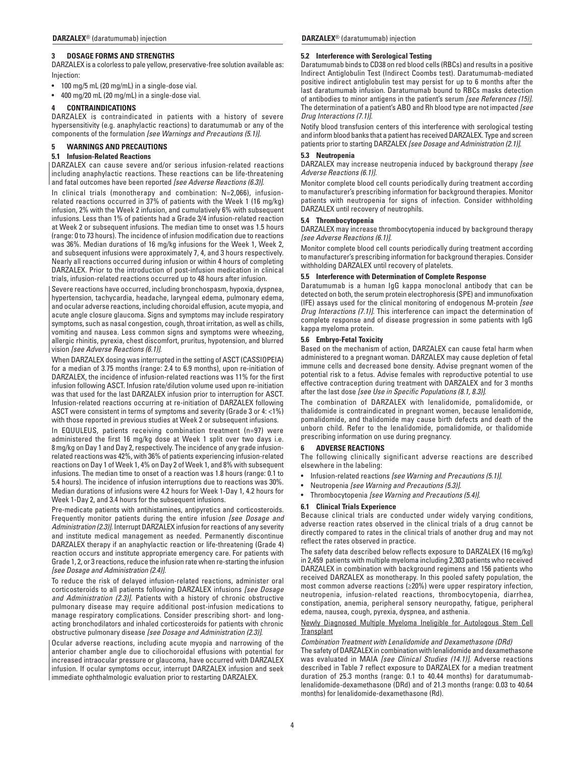## 3 DOSAGE FORMS AND STRENGTHS

DARZALEX is a colorless to pale yellow, preservative-free solution available as:

Injection:

- 100 mg/5 mL (20 mg/mL) in a single-dose vial.
- 400 mg/20 mL (20 mg/mL) in a single-dose vial.

## 4 CONTRAINDICATIONS

DARZALEX is contraindicated in patients with a history of severe hypersensitivity (e.g. anaphylactic reactions) to daratumumab or any of the components of the formulation *[see Warnings and Precautions (5.1)]*.

## 5 WARNINGS AND PRECAUTIONS

### 5.1 Infusion-Related Reactions

DARZALEX can cause severe and/or serious infusion-related reactions including anaphylactic reactions. These reactions can be life-threatening and fatal outcomes have been reported *[see Adverse Reactions (6.3)]*.

In clinical trials (monotherapy and combination: N=2,066), infusion-related reactions occurred in 37% of patients with the Week 1 (16 mg/kg) infusion, 2% with the Week 2 infusion, and cumulatively 6% with subsequent infusions. Less than 1% of patients had a Grade 3/4 infusion-related reaction at Week 2 or subsequent infusions. The median time to onset was 1.5 hours (range: 0 to 73 hours). The incidence of infusion modification due to reactions was 36%. Median durations of 16 mg/kg infusions for the Week 1, Week 2, and subsequent infusions were approximately 7, 4, and 3 hours respectively. Nearly all reactions occurred during infusion or within 4 hours of completing DARZALEX. Prior to the introduction of post-infusion medication in clinical trials, infusion-related reactions occurred up to 48 hours after infusion.

Severe reactions have occurred, including bronchospasm, hypoxia, dyspnea, hypertension, tachycardia, headache, laryngeal edema, pulmonary edema, and ocular adverse reactions, including choroidal effusion, acute myopia, and acute angle closure glaucoma. Signs and symptoms may include respiratory symptoms, such as nasal congestion, cough, throat irritation, as well as chills, vomiting and nausea. Less common signs and symptoms were wheezing, allergic rhinitis, pyrexia, chest discomfort, pruritus, hypotension, and blurred vision *[see Adverse Reactions (6.1)]*.

When DARZALEX dosing was interrupted in the setting of ASCT (CASSIOPEIA) for a median of 3.75 months (range: 2.4 to 6.9 months), upon re-initiation of DARZALEX, the incidence of infusion-related reactions was 11% for the first infusion following ASCT. Infusion rate/dilution volume used upon re-initiation was that used for the last DARZALEX infusion prior to interruption for ASCT. Infusion-related reactions occurring at re-initiation of DARZALEX following ASCT were consistent in terms of symptoms and severity (Grade 3 or 4: <1%) with those reported in previous studies at Week 2 or subsequent infusions.

In EQUULEUS, patients receiving combination treatment (n=97) were administered the first 16 mg/kg dose at Week 1 split over two days i.e. 8 mg/kg on Day 1 and Day 2, respectively. The incidence of any grade infusion-related reactions was 42%, with 36% of patients experiencing infusion-related reactions on Day 1 of Week 1, 4% on Day 2 of Week 1, and 8% with subsequent infusions. The median time to onset of a reaction was 1.8 hours (range: 0.1 to 5.4 hours). The incidence of infusion interruptions due to reactions was 30%. Median durations of infusions were 4.2 hours for Week 1-Day 1, 4.2 hours for Week 1-Day 2, and 3.4 hours for the subsequent infusions.

Pre-medicate patients with antihistamines, antipyretics and corticosteroids. Frequently monitor patients during the entire infusion *[see Dosage and Administration (2.3)]*. Interrupt DARZALEX infusion for reactions of any severity and institute medical management as needed. Permanently discontinue DARZALEX therapy if an anaphylactic reaction or life-threatening (Grade 4) reaction occurs and institute appropriate emergency care. For patients with Grade 1, 2, or 3 reactions, reduce the infusion rate when re-starting the infusion *[see Dosage and Administration (2.4)]*.

To reduce the risk of delayed infusion-related reactions, administer oral corticosteroids to all patients following DARZALEX infusions *[see Dosage and Administration (2.3)]*. Patients with a history of chronic obstructive pulmonary disease may require additional post-infusion medications to manage respiratory complications. Consider prescribing short- and long-acting bronchodilators and inhaled corticosteroids for patients with chronic obstructive pulmonary disease *[see Dosage and Administration (2.3)]*.

Ocular adverse reactions, including acute myopia and narrowing of the anterior chamber angle due to ciliochoroidal effusions with potential for increased intraocular pressure or glaucoma, have occurred with DARZALEX infusion. If ocular symptoms occur, interrupt DARZALEX infusion and seek immediate ophthalmologic evaluation prior to restarting DARZALEX.

### 5.2 Interference with Serological Testing

Daratumumab binds to CD38 on red blood cells (RBCs) and results in a positive Indirect Antiglobulin Test (Indirect Coombs test). Daratumumab-mediated positive indirect antiglobulin test may persist for up to 6 months after the last daratumumab infusion. Daratumumab bound to RBCs masks detection of antibodies to minor antigens in the patient's serum *[see References (15)]*. The determination of a patient's ABO and Rh blood type are not impacted *[see Drug Interactions (7.1)]*.

Notify blood transfusion centers of this interference with serological testing and inform blood banks that a patient has received DARZALEX. Type and screen patients prior to starting DARZALEX *[see Dosage and Administration (2.1)]*.

### 5.3 Neutropenia

DARZALEX may increase neutropenia induced by background therapy *[see Adverse Reactions (6.1)]*.

Monitor complete blood cell counts periodically during treatment according to manufacturer's prescribing information for background therapies. Monitor patients with neutropenia for signs of infection. Consider withholding DARZALEX until recovery of neutrophils.

### 5.4 Thrombocytopenia

DARZALEX may increase thrombocytopenia induced by background therapy *[see Adverse Reactions (6.1)]*.

Monitor complete blood cell counts periodically during treatment according to manufacturer's prescribing information for background therapies. Consider withholding DARZALEX until recovery of platelets.

### 5.5 Interference with Determination of Complete Response

Daratumumab is a human IgG kappa monoclonal antibody that can be detected on both, the serum protein electrophoresis (SPE) and immunofixation (IFE) assays used for the clinical monitoring of endogenous M-protein *[see Drug Interactions (7.1)]*. This interference can impact the determination of complete response and of disease progression in some patients with IgG kappa myeloma protein.

### 5.6 Embryo-Fetal Toxicity

Based on the mechanism of action, DARZALEX can cause fetal harm when administered to a pregnant woman. DARZALEX may cause depletion of fetal immune cells and decreased bone density. Advise pregnant women of the potential risk to a fetus. Advise females with reproductive potential to use effective contraception during treatment with DARZALEX and for 3 months after the last dose *[see Use in Specific Populations (8.1, 8.3)]*.

The combination of DARZALEX with lenalidomide, pomalidomide, or thalidomide is contraindicated in pregnant women, because lenalidomide, pomalidomide, and thalidomide may cause birth defects and death of the unborn child. Refer to the lenalidomide, pomalidomide, or thalidomide prescribing information on use during pregnancy.

## 6 ADVERSE REACTIONS

The following clinically significant adverse reactions are described elsewhere in the labeling:

- Infusion-related reactions *[see Warning and Precautions (5.1)]*.
- Neutropenia *[see Warning and Precautions (5.3)]*.
- Thrombocytopenia *[see Warning and Precautions (5.4)]*.

### 6.1 Clinical Trials Experience

Because clinical trials are conducted under widely varying conditions, adverse reaction rates observed in the clinical trials of a drug cannot be directly compared to rates in the clinical trials of another drug and may not reflect the rates observed in practice.

The safety data described below reflects exposure to DARZALEX (16 mg/kg) in 2,459 patients with multiple myeloma including 2,303 patients who received DARZALEX in combination with background regimens and 156 patients who received DARZALEX as monotherapy. In this pooled safety population, the most common adverse reactions (≥20%) were upper respiratory infection, neutropenia, infusion-related reactions, thrombocytopenia, diarrhea, constipation, anemia, peripheral sensory neuropathy, fatigue, peripheral edema, nausea, cough, pyrexia, dyspnea, and asthenia.

Newly Diagnosed Multiple Myeloma Ineligible for Autologous Stem Cell Transplant

*Combination Treatment with Lenalidomide and Dexamethasone (DRd)*

The safety of DARZALEX in combination with lenalidomide and dexamethasone was evaluated in MAIA *[see Clinical Studies (14.1)]*. Adverse reactions described in Table 7 reflect exposure to DARZALEX for a median treatment duration of 25.3 months (range: 0.1 to 40.44 months) for daratumumab-lenalidomide-dexamethasone (DRd) and of 21.3 months (range: 0.03 to 40.64 months) for lenalidomide-dexamethasone (Rd).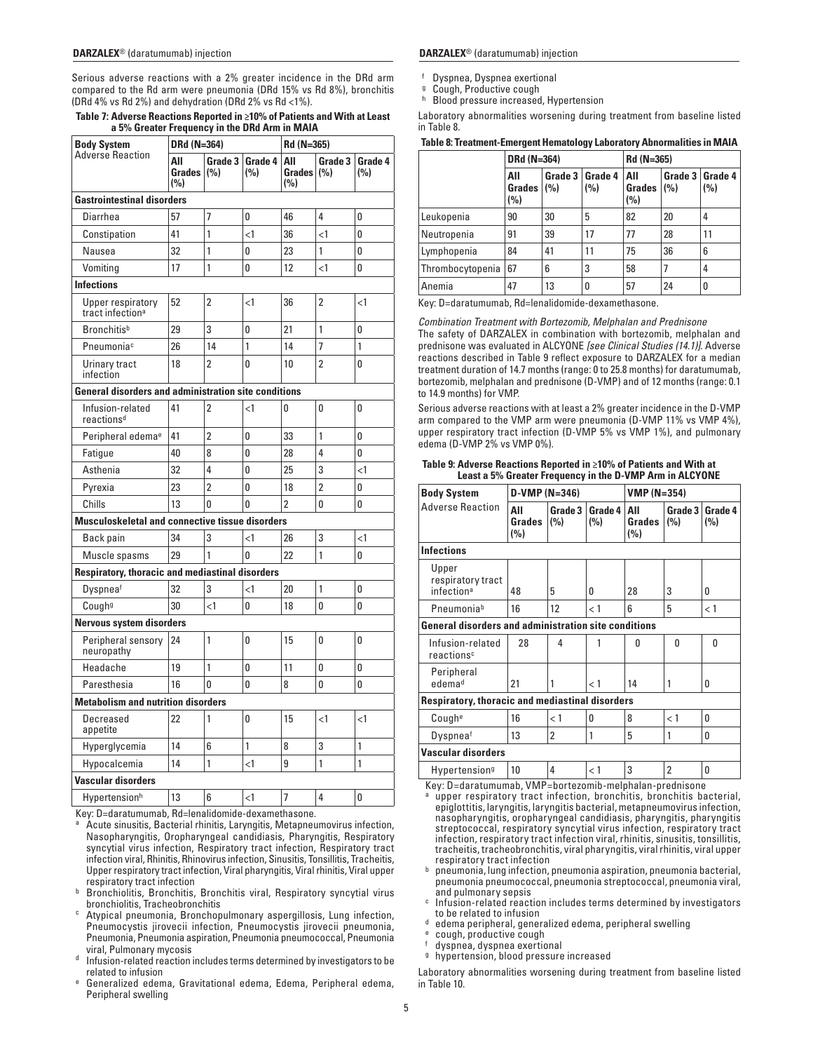Serious adverse reactions with a 2% greater incidence in the DRd arm compared to the Rd arm were pneumonia (DRd 15% vs Rd 8%), bronchitis (DRd 4% vs Rd 2%) and dehydration (DRd 2% vs Rd <1%).

**Table 7: Adverse Reactions Reported in ≥10% of Patients and With at Least a 5% Greater Frequency in the DRd Arm in MAIA**

| Body System<br>Adverse Reaction | DRd (N=364) | | | Rd (N=365) | | |
|---|---|---|---|---|---|---|
| | All Grades (%) | Grade 3 (%) | Grade 4 (%) | All Grades (%) | Grade 3 (%) | Grade 4 (%) |
| **Gastrointestinal disorders** | | | | | | |
| Diarrhea | 57 | 7 | 0 | 46 | 4 | 0 |
| Constipation | 41 | 1 | <1 | 36 | <1 | 0 |
| Nausea | 32 | 1 | 0 | 23 | 1 | 0 |
| Vomiting | 17 | 1 | 0 | 12 | <1 | 0 |
| **Infections** | | | | | | |
| Upper respiratory tract infection[a] | 52 | 2 | <1 | 36 | 2 | <1 |
| Bronchitis[b] | 29 | 3 | 0 | 21 | 1 | 0 |
| Pneumonia[c] | 26 | 14 | 1 | 14 | 7 | 1 |
| Urinary tract infection | 18 | 2 | 0 | 10 | 2 | 0 |
| **General disorders and administration site conditions** | | | | | | |
| Infusion-related reactions[d] | 41 | 2 | <1 | 0 | 0 | 0 |
| Peripheral edema[e] | 41 | 2 | 0 | 33 | 1 | 0 |
| Fatigue | 40 | 8 | 0 | 28 | 4 | 0 |
| Asthenia | 32 | 4 | 0 | 25 | 3 | <1 |
| Pyrexia | 23 | 2 | 0 | 18 | 2 | 0 |
| Chills | 13 | 0 | 0 | 2 | 0 | 0 |
| **Musculoskeletal and connective tissue disorders** | | | | | | |
| Back pain | 34 | 3 | <1 | 26 | 3 | <1 |
| Muscle spasms | 29 | 1 | 0 | 22 | 1 | 0 |
| **Respiratory, thoracic and mediastinal disorders** | | | | | | |
| Dyspnea[f] | 32 | 3 | <1 | 20 | 1 | 0 |
| Cough[g] | 30 | <1 | 0 | 18 | 0 | 0 |
| **Nervous system disorders** | | | | | | |
| Peripheral sensory neuropathy | 24 | 1 | 0 | 15 | 0 | 0 |
| Headache | 19 | 1 | 0 | 11 | 0 | 0 |
| Paresthesia | 16 | 0 | 0 | 8 | 0 | 0 |
| **Metabolism and nutrition disorders** | | | | | | |
| Decreased appetite | 22 | 1 | 0 | 15 | <1 | <1 |
| Hyperglycemia | 14 | 6 | 1 | 8 | 3 | 1 |
| Hypocalcemia | 14 | 1 | <1 | 9 | 1 | 1 |
| **Vascular disorders** | | | | | | |
| Hypertension[h] | 13 | 6 | <1 | 7 | 4 | 0 |

Key: D=daratumumab, Rd=lenalidomide-dexamethasone.

[a] Acute sinusitis, Bacterial rhinitis, Laryngitis, Metapneumovirus infection, Nasopharyngitis, Oropharyngeal candidiasis, Pharyngitis, Respiratory syncytial virus infection, Respiratory tract infection, Respiratory tract infection viral, Rhinitis, Rhinovirus infection, Sinusitis, Tonsillitis, Tracheitis, Upper respiratory tract infection, Viral pharyngitis, Viral rhinitis, Viral upper respiratory tract infection

[b] Bronchiolitis, Bronchitis, Bronchitis viral, Respiratory syncytial virus bronchiolitis, Tracheobronchitis

[c] Atypical pneumonia, Bronchopulmonary aspergillosis, Lung infection, Pneumocystis jirovecii infection, Pneumocystis jirovecii pneumonia, Pneumonia, Pneumonia aspiration, Pneumonia pneumococcal, Pneumonia viral, Pulmonary mycosis

[d] Infusion-related reaction includes terms determined by investigators to be related to infusion

[e] Generalized edema, Gravitational edema, Edema, Peripheral edema, Peripheral swelling

[f] Dyspnea, Dyspnea exertional

[g] Cough, Productive cough

[h] Blood pressure increased, Hypertension

Laboratory abnormalities worsening during treatment from baseline listed in Table 8.

**Table 8: Treatment-Emergent Hematology Laboratory Abnormalities in MAIA**

| | DRd (N=364) | | | Rd (N=365) | | |
|---|---|---|---|---|---|---|
| | All Grades (%) | Grade 3 (%) | Grade 4 (%) | All Grades (%) | Grade 3 (%) | Grade 4 (%) |
| Leukopenia | 90 | 30 | 5 | 82 | 20 | 4 |
| Neutropenia | 91 | 39 | 17 | 77 | 28 | 11 |
| Lymphopenia | 84 | 41 | 11 | 75 | 36 | 6 |
| Thrombocytopenia | 67 | 6 | 3 | 58 | 7 | 4 |
| Anemia | 47 | 13 | 0 | 57 | 24 | 0 |

Key: D=daratumumab, Rd=lenalidomide-dexamethasone.

*Combination Treatment with Bortezomib, Melphalan and Prednisone*

The safety of DARZALEX in combination with bortezomib, melphalan and prednisone was evaluated in ALCYONE *[see Clinical Studies (14.1)]*. Adverse reactions described in Table 9 reflect exposure to DARZALEX for a median treatment duration of 14.7 months (range: 0 to 25.8 months) for daratumumab, bortezomib, melphalan and prednisone (D-VMP) and of 12 months (range: 0.1 to 14.9 months) for VMP.

Serious adverse reactions with at least a 2% greater incidence in the D-VMP arm compared to the VMP arm were pneumonia (D-VMP 11% vs VMP 4%), upper respiratory tract infection (D-VMP 5% vs VMP 1%), and pulmonary edema (D-VMP 2% vs VMP 0%).

**Table 9: Adverse Reactions Reported in ≥10% of Patients and With at Least a 5% Greater Frequency in the D-VMP Arm in ALCYONE**

| Body System<br>Adverse Reaction | D-VMP (N=346) | | | VMP (N=354) | | |
|---|---|---|---|---|---|---|
| | All Grades (%) | Grade 3 (%) | Grade 4 (%) | All Grades (%) | Grade 3 (%) | Grade 4 (%) |
| **Infections** | | | | | | |
| Upper respiratory tract infection[a] | 48 | 5 | 0 | 28 | 3 | 0 |
| Pneumonia[b] | 16 | 12 | < 1 | 6 | 5 | < 1 |
| **General disorders and administration site conditions** | | | | | | |
| Infusion-related reactions[c] | 28 | 4 | 1 | 0 | 0 | 0 |
| Peripheral edema[d] | 21 | 1 | < 1 | 14 | 1 | 0 |
| **Respiratory, thoracic and mediastinal disorders** | | | | | | |
| Cough[e] | 16 | < 1 | 0 | 8 | < 1 | 0 |
| Dyspnea[f] | 13 | 2 | 1 | 5 | 1 | 0 |
| **Vascular disorders** | | | | | | |
| Hypertension[g] | 10 | 4 | < 1 | 3 | 2 | 0 |

Key: D=daratumumab, VMP=bortezomib-melphalan-prednisone

[a] upper respiratory tract infection, bronchitis, bronchitis bacterial, epiglottitis, laryngitis, laryngitis bacterial, metapneumovirus infection, nasopharyngitis, oropharyngeal candidiasis, pharyngitis, pharyngitis streptococcal, respiratory syncytial virus infection, respiratory tract infection, respiratory tract infection viral, rhinitis, sinusitis, tonsillitis, tracheitis, tracheobronchitis, viral pharyngitis, viral rhinitis, viral upper respiratory tract infection

[b] pneumonia, lung infection, pneumonia aspiration, pneumonia bacterial, pneumonia pneumococcal, pneumonia streptococcal, pneumonia viral, and pulmonary sepsis

[c] Infusion-related reaction includes terms determined by investigators to be related to infusion

[d] edema peripheral, generalized edema, peripheral swelling

[e] cough, productive cough

[f] dyspnea, dyspnea exertional

[g] hypertension, blood pressure increased

Laboratory abnormalities worsening during treatment from baseline listed in Table 10.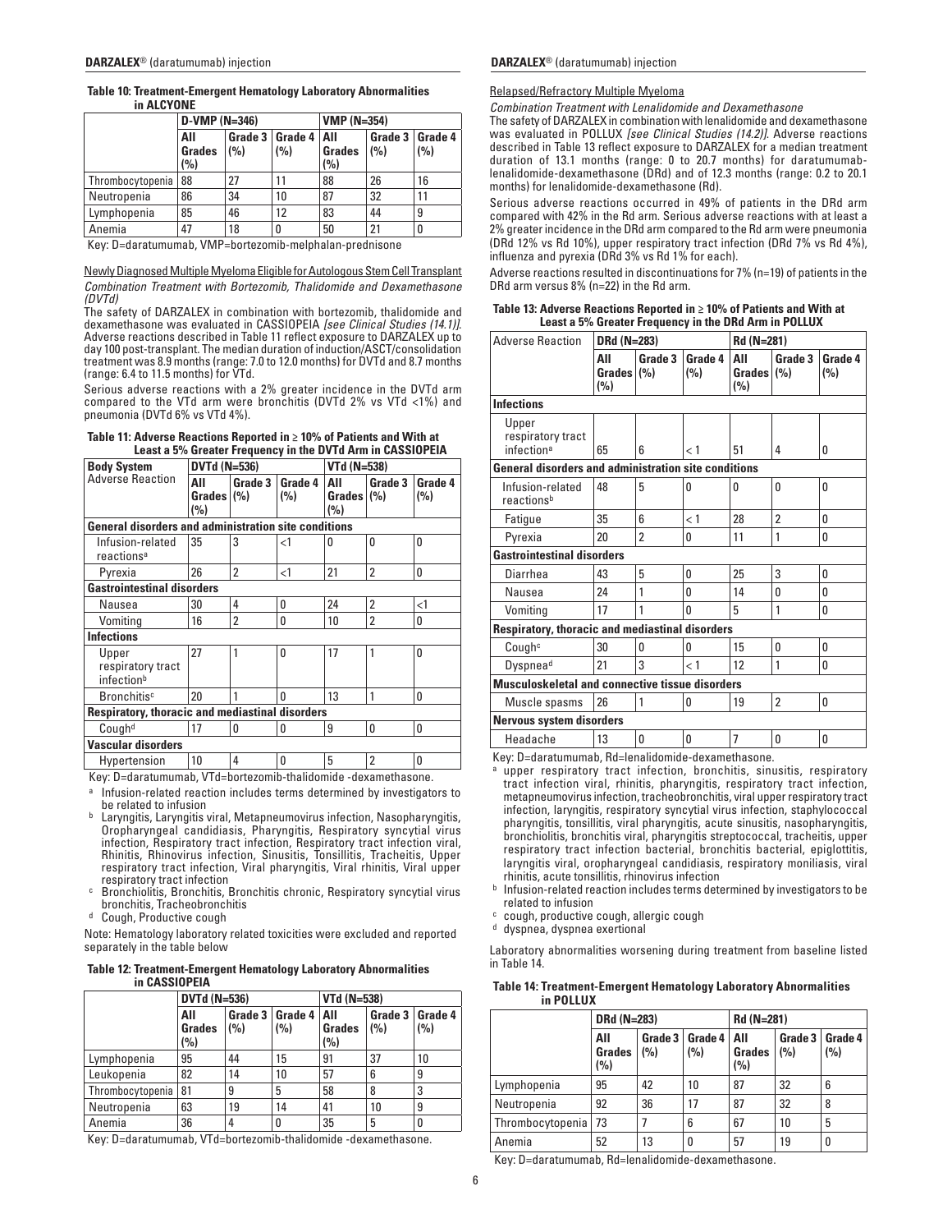**Table 10: Treatment-Emergent Hematology Laboratory Abnormalities in ALCYONE**

| | D-VMP (N=346) | | | VMP (N=354) | | |
|---|---|---|---|---|---|---|
| | All Grades (%) | Grade 3 (%) | Grade 4 (%) | All Grades (%) | Grade 3 (%) | Grade 4 (%) |
| Thrombocytopenia | 88 | 27 | 11 | 88 | 26 | 16 |
| Neutropenia | 86 | 34 | 10 | 87 | 32 | 11 |
| Lymphopenia | 85 | 46 | 12 | 83 | 44 | 9 |
| Anemia | 47 | 18 | 0 | 50 | 21 | 0 |

Key: D=daratumumab, VMP=bortezomib-melphalan-prednisone

Newly Diagnosed Multiple Myeloma Eligible for Autologous Stem Cell Transplant

*Combination Treatment with Bortezomib, Thalidomide and Dexamethasone (DVTd)*

The safety of DARZALEX in combination with bortezomib, thalidomide and dexamethasone was evaluated in CASSIOPEIA *[see Clinical Studies (14.1)]*. Adverse reactions described in Table 11 reflect exposure to DARZALEX up to day 100 post-transplant. The median duration of induction/ASCT/consolidation treatment was 8.9 months (range: 7.0 to 12.0 months) for DVTd and 8.7 months (range: 6.4 to 11.5 months) for VTd.

Serious adverse reactions with a 2% greater incidence in the DVTd arm compared to the VTd arm were bronchitis (DVTd 2% vs VTd <1%) and pneumonia (DVTd 6% vs VTd 4%).

**Table 11: Adverse Reactions Reported in ≥ 10% of Patients and With at Least a 5% Greater Frequency in the DVTd Arm in CASSIOPEIA**

| Body System Adverse Reaction | DVTd (N=536) | | | VTd (N=538) | | |
|---|---|---|---|---|---|---|
| | All Grades (%) | Grade 3 (%) | Grade 4 (%) | All Grades (%) | Grade 3 (%) | Grade 4 (%) |
| **General disorders and administration site conditions** | | | | | | |
| Infusion-related reactions[a] | 35 | 3 | <1 | 0 | 0 | 0 |
| Pyrexia | 26 | 2 | <1 | 21 | 2 | 0 |
| **Gastrointestinal disorders** | | | | | | |
| Nausea | 30 | 4 | 0 | 24 | 2 | <1 |
| Vomiting | 16 | 2 | 0 | 10 | 2 | 0 |
| **Infections** | | | | | | |
| Upper respiratory tract infection[b] | 27 | 1 | 0 | 17 | 1 | 0 |
| Bronchitis[c] | 20 | 1 | 0 | 13 | 1 | 0 |
| **Respiratory, thoracic and mediastinal disorders** | | | | | | |
| Cough[d] | 17 | 0 | 0 | 9 | 0 | 0 |
| **Vascular disorders** | | | | | | |
| Hypertension | 10 | 4 | 0 | 5 | 2 | 0 |

Key: D=daratumumab, VTd=bortezomib-thalidomide -dexamethasone.

[a] Infusion-related reaction includes terms determined by investigators to be related to infusion

[b] Laryngitis, Laryngitis viral, Metapneumovirus infection, Nasopharyngitis, Oropharyngeal candidiasis, Pharyngitis, Respiratory syncytial virus infection, Respiratory tract infection, Respiratory tract infection viral, Rhinitis, Rhinovirus infection, Sinusitis, Tonsillitis, Tracheitis, Upper respiratory tract infection, Viral pharyngitis, Viral rhinitis, Viral upper respiratory tract infection

[c] Bronchiolitis, Bronchitis, Bronchitis chronic, Respiratory syncytial virus bronchitis, Tracheobronchitis

[d] Cough, Productive cough

Note: Hematology laboratory related toxicities were excluded and reported separately in the table below

**Table 12: Treatment-Emergent Hematology Laboratory Abnormalities in CASSIOPEIA**

| | DVTd (N=536) | | | VTd (N=538) | | |
|---|---|---|---|---|---|---|
| | All Grades (%) | Grade 3 (%) | Grade 4 (%) | All Grades (%) | Grade 3 (%) | Grade 4 (%) |
| Lymphopenia | 95 | 44 | 15 | 91 | 37 | 10 |
| Leukopenia | 82 | 14 | 10 | 57 | 6 | 9 |
| Thrombocytopenia | 81 | 9 | 5 | 58 | 8 | 3 |
| Neutropenia | 63 | 19 | 14 | 41 | 10 | 9 |
| Anemia | 36 | 4 | 0 | 35 | 5 | 0 |

Key: D=daratumumab, VTd=bortezomib-thalidomide -dexamethasone.

Relapsed/Refractory Multiple Myeloma

*Combination Treatment with Lenalidomide and Dexamethasone*

The safety of DARZALEX in combination with lenalidomide and dexamethasone was evaluated in POLLUX *[see Clinical Studies (14.2)]*. Adverse reactions described in Table 13 reflect exposure to DARZALEX for a median treatment duration of 13.1 months (range: 0 to 20.7 months) for daratumumab-lenalidomide-dexamethasone (DRd) and of 12.3 months (range: 0.2 to 20.1 months) for lenalidomide-dexamethasone (Rd).

Serious adverse reactions occurred in 49% of patients in the DRd arm compared with 42% in the Rd arm. Serious adverse reactions with at least a 2% greater incidence in the DRd arm compared to the Rd arm were pneumonia (DRd 12% vs Rd 10%), upper respiratory tract infection (DRd 7% vs Rd 4%), influenza and pyrexia (DRd 3% vs Rd 1% for each).

Adverse reactions resulted in discontinuations for 7% (n=19) of patients in the DRd arm versus 8% (n=22) in the Rd arm.

**Table 13: Adverse Reactions Reported in ≥ 10% of Patients and With at Least a 5% Greater Frequency in the DRd Arm in POLLUX**

| Adverse Reaction | DRd (N=283) | | | Rd (N=281) | | |
|---|---|---|---|---|---|---|
| | All Grades (%) | Grade 3 (%) | Grade 4 (%) | All Grades (%) | Grade 3 (%) | Grade 4 (%) |
| **Infections** | | | | | | |
| Upper respiratory tract infection[a] | 65 | 6 | < 1 | 51 | 4 | 0 |
| **General disorders and administration site conditions** | | | | | | |
| Infusion-related reactions[b] | 48 | 5 | 0 | 0 | 0 | 0 |
| Fatigue | 35 | 6 | < 1 | 28 | 2 | 0 |
| Pyrexia | 20 | 2 | 0 | 11 | 1 | 0 |
| **Gastrointestinal disorders** | | | | | | |
| Diarrhea | 43 | 5 | 0 | 25 | 3 | 0 |
| Nausea | 24 | 1 | 0 | 14 | 0 | 0 |
| Vomiting | 17 | 1 | 0 | 5 | 1 | 0 |
| **Respiratory, thoracic and mediastinal disorders** | | | | | | |
| Cough[c] | 30 | 0 | 0 | 15 | 0 | 0 |
| Dyspnea[d] | 21 | 3 | < 1 | 12 | 1 | 0 |
| **Musculoskeletal and connective tissue disorders** | | | | | | |
| Muscle spasms | 26 | 1 | 0 | 19 | 2 | 0 |
| **Nervous system disorders** | | | | | | |
| Headache | 13 | 0 | 0 | 7 | 0 | 0 |

Key: D=daratumumab, Rd=lenalidomide-dexamethasone.

[a] upper respiratory tract infection, bronchitis, sinusitis, respiratory tract infection viral, rhinitis, pharyngitis, respiratory tract infection, metapneumovirus infection, tracheobronchitis, viral upper respiratory tract infection, laryngitis, respiratory syncytial virus infection, staphylococcal pharyngitis, tonsillitis, viral pharyngitis, acute sinusitis, nasopharyngitis, bronchiolitis, bronchitis viral, pharyngitis streptococcal, tracheitis, upper respiratory tract infection bacterial, bronchitis bacterial, epiglottitis, laryngitis viral, oropharyngeal candidiasis, respiratory moniliasis, viral rhinitis, acute tonsillitis, rhinovirus infection

[b] Infusion-related reaction includes terms determined by investigators to be related to infusion

[c] cough, productive cough, allergic cough

[d] dyspnea, dyspnea exertional

Laboratory abnormalities worsening during treatment from baseline listed in Table 14.

**Table 14: Treatment-Emergent Hematology Laboratory Abnormalities in POLLUX**

| | DRd (N=283) | | | Rd (N=281) | | |
|---|---|---|---|---|---|---|
| | All Grades (%) | Grade 3 (%) | Grade 4 (%) | All Grades (%) | Grade 3 (%) | Grade 4 (%) |
| Lymphopenia | 95 | 42 | 10 | 87 | 32 | 6 |
| Neutropenia | 92 | 36 | 17 | 87 | 32 | 8 |
| Thrombocytopenia | 73 | 7 | 6 | 67 | 10 | 5 |
| Anemia | 52 | 13 | 0 | 57 | 19 | 0 |

Key: D=daratumumab, Rd=lenalidomide-dexamethasone.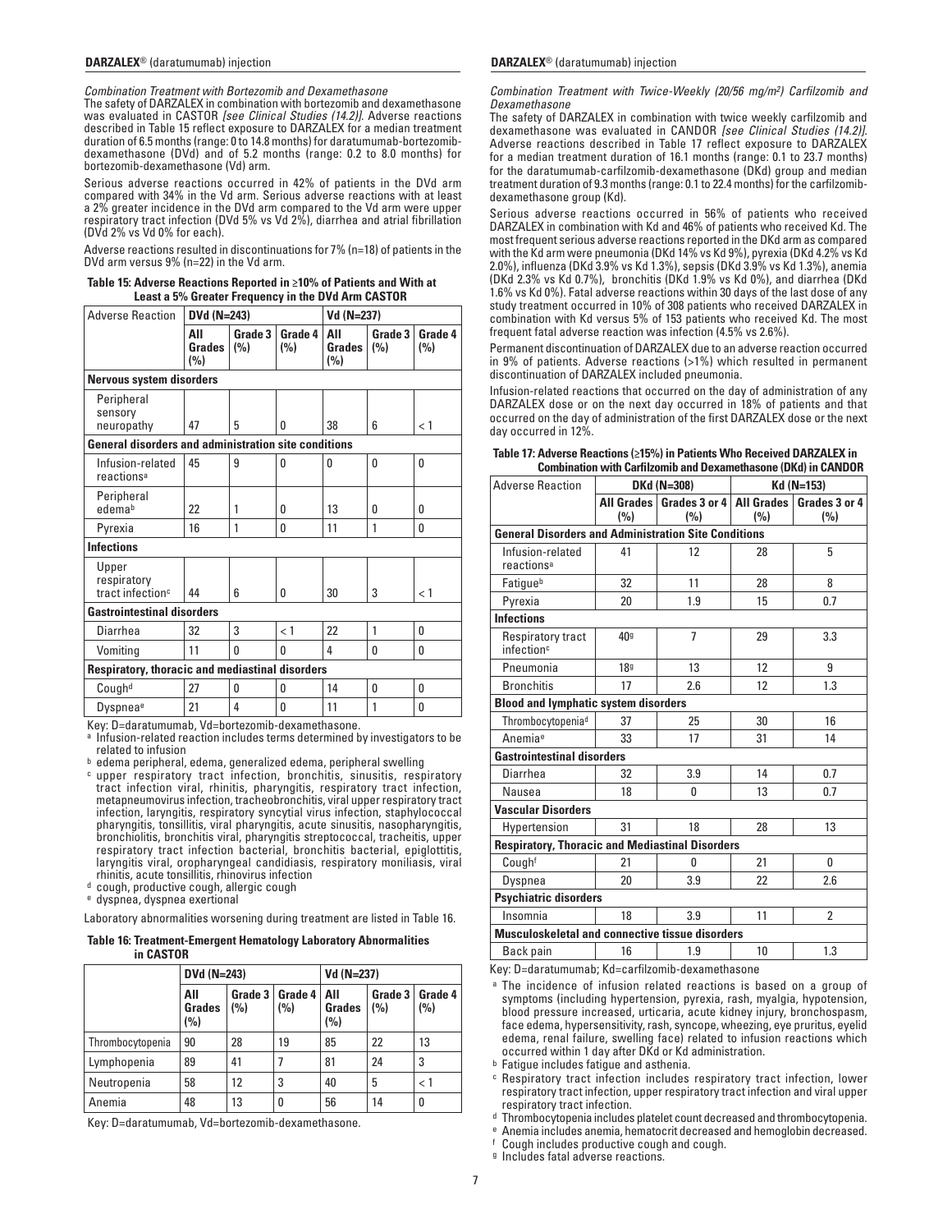*Combination Treatment with Bortezomib and Dexamethasone*

The safety of DARZALEX in combination with bortezomib and dexamethasone was evaluated in CASTOR *[see Clinical Studies (14.2)]*. Adverse reactions described in Table 15 reflect exposure to DARZALEX for a median treatment duration of 6.5 months (range: 0 to 14.8 months) for daratumumab-bortezomib-dexamethasone (DVd) and of 5.2 months (range: 0.2 to 8.0 months) for bortezomib-dexamethasone (Vd) arm.

Serious adverse reactions occurred in 42% of patients in the DVd arm compared with 34% in the Vd arm. Serious adverse reactions with at least a 2% greater incidence in the DVd arm compared to the Vd arm were upper respiratory tract infection (DVd 5% vs Vd 2%), diarrhea and atrial fibrillation (DVd 2% vs Vd 0% for each).

Adverse reactions resulted in discontinuations for 7% (n=18) of patients in the DVd arm versus 9% (n=22) in the Vd arm.

**Table 15: Adverse Reactions Reported in ≥10% of Patients and With at Least a 5% Greater Frequency in the DVd Arm CASTOR**

| Adverse Reaction | DVd (N=243) | | | Vd (N=237) | | |
|---|---|---|---|---|---|---|
| | All Grades (%) | Grade 3 (%) | Grade 4 (%) | All Grades (%) | Grade 3 (%) | Grade 4 (%) |
| **Nervous system disorders** | | | | | | |
| Peripheral sensory neuropathy | 47 | 5 | 0 | 38 | 6 | < 1 |
| **General disorders and administration site conditions** | | | | | | |
| Infusion-related reactions[a] | 45 | 9 | 0 | 0 | 0 | 0 |
| Peripheral edema[b] | 22 | 1 | 0 | 13 | 0 | 0 |
| Pyrexia | 16 | 1 | 0 | 11 | 1 | 0 |
| **Infections** | | | | | | |
| Upper respiratory tract infection[c] | 44 | 6 | 0 | 30 | 3 | < 1 |
| **Gastrointestinal disorders** | | | | | | |
| Diarrhea | 32 | 3 | < 1 | 22 | 1 | 0 |
| Vomiting | 11 | 0 | 0 | 4 | 0 | 0 |
| **Respiratory, thoracic and mediastinal disorders** | | | | | | |
| Cough[d] | 27 | 0 | 0 | 14 | 0 | 0 |
| Dyspnea[e] | 21 | 4 | 0 | 11 | 1 | 0 |

Key: D=daratumumab, Vd=bortezomib-dexamethasone.

[a] Infusion-related reaction includes terms determined by investigators to be related to infusion

[b] edema peripheral, edema, generalized edema, peripheral swelling

[c] upper respiratory tract infection, bronchitis, sinusitis, respiratory tract infection viral, rhinitis, pharyngitis, respiratory tract infection, metapneumovirus infection, tracheobronchitis, viral upper respiratory tract infection, laryngitis, respiratory syncytial virus infection, staphylococcal pharyngitis, tonsillitis, viral pharyngitis, acute sinusitis, nasopharyngitis, bronchiolitis, bronchitis viral, pharyngitis streptococcal, tracheitis, upper respiratory tract infection bacterial, bronchitis bacterial, epiglottitis, laryngitis viral, oropharyngeal candidiasis, respiratory moniliasis, viral rhinitis, acute tonsillitis, rhinovirus infection

[d] cough, productive cough, allergic cough

[e] dyspnea, dyspnea exertional

Laboratory abnormalities worsening during treatment are listed in Table 16.

**Table 16: Treatment-Emergent Hematology Laboratory Abnormalities in CASTOR**

| | DVd (N=243) | | | Vd (N=237) | | |
|---|---|---|---|---|---|---|
| | All Grades (%) | Grade 3 (%) | Grade 4 (%) | All Grades (%) | Grade 3 (%) | Grade 4 (%) |
| Thrombocytopenia | 90 | 28 | 19 | 85 | 22 | 13 |
| Lymphopenia | 89 | 41 | 7 | 81 | 24 | 3 |
| Neutropenia | 58 | 12 | 3 | 40 | 5 | < 1 |
| Anemia | 48 | 13 | 0 | 56 | 14 | 0 |

Key: D=daratumumab, Vd=bortezomib-dexamethasone.

*Combination Treatment with Twice-Weekly (20/56 mg/m²) Carfilzomib and Dexamethasone*

The safety of DARZALEX in combination with twice weekly carfilzomib and dexamethasone was evaluated in CANDOR *[see Clinical Studies (14.2)]*. Adverse reactions described in Table 17 reflect exposure to DARZALEX for a median treatment duration of 16.1 months (range: 0.1 to 23.7 months) for the daratumumab-carfilzomib-dexamethasone (DKd) group and median treatment duration of 9.3 months (range: 0.1 to 22.4 months) for the carfilzomib-dexamethasone group (Kd).

Serious adverse reactions occurred in 56% of patients who received DARZALEX in combination with Kd and 46% of patients who received Kd. The most frequent serious adverse reactions reported in the DKd arm as compared with the Kd arm were pneumonia (DKd 14% vs Kd 9%), pyrexia (DKd 4.2% vs Kd 2.0%), influenza (DKd 3.9% vs Kd 1.3%), sepsis (DKd 3.9% vs Kd 1.3%), anemia (DKd 2.3% vs Kd 0.7%), bronchitis (DKd 1.9% vs Kd 0%), and diarrhea (DKd 1.6% vs Kd 0%). Fatal adverse reactions within 30 days of the last dose of any study treatment occurred in 10% of 308 patients who received DARZALEX in combination with Kd versus 5% of 153 patients who received Kd. The most frequent fatal adverse reaction was infection (4.5% vs 2.6%).

Permanent discontinuation of DARZALEX due to an adverse reaction occurred in 9% of patients. Adverse reactions (>1%) which resulted in permanent discontinuation of DARZALEX included pneumonia.

Infusion-related reactions that occurred on the day of administration of any DARZALEX dose or on the next day occurred in 18% of patients and that occurred on the day of administration of the first DARZALEX dose or the next day occurred in 12%.

**Table 17: Adverse Reactions (≥15%) in Patients Who Received DARZALEX in Combination with Carfilzomib and Dexamethasone (DKd) in CANDOR**

| Adverse Reaction | DKd (N=308) | | Kd (N=153) | |
|---|---|---|---|---|
| | All Grades (%) | Grades 3 or 4 (%) | All Grades (%) | Grades 3 or 4 (%) |
| **General Disorders and Administration Site Conditions** | | | | |
| Infusion-related reactions[a] | 41 | 12 | 28 | 5 |
| Fatigue[b] | 32 | 11 | 28 | 8 |
| Pyrexia | 20 | 1.9 | 15 | 0.7 |
| **Infections** | | | | |
| Respiratory tract infection[c] | 40[g] | 7 | 29 | 3.3 |
| Pneumonia | 18[g] | 13 | 12 | 9 |
| Bronchitis | 17 | 2.6 | 12 | 1.3 |
| **Blood and lymphatic system disorders** | | | | |
| Thrombocytopenia[d] | 37 | 25 | 30 | 16 |
| Anemia[e] | 33 | 17 | 31 | 14 |
| **Gastrointestinal disorders** | | | | |
| Diarrhea | 32 | 3.9 | 14 | 0.7 |
| Nausea | 18 | 0 | 13 | 0.7 |
| **Vascular Disorders** | | | | |
| Hypertension | 31 | 18 | 28 | 13 |
| **Respiratory, Thoracic and Mediastinal Disorders** | | | | |
| Cough[f] | 21 | 0 | 21 | 0 |
| Dyspnea | 20 | 3.9 | 22 | 2.6 |
| **Psychiatric disorders** | | | | |
| Insomnia | 18 | 3.9 | 11 | 2 |
| **Musculoskeletal and connective tissue disorders** | | | | |
| Back pain | 16 | 1.9 | 10 | 1.3 |

Key: D=daratumumab; Kd=carfilzomib-dexamethasone

[a] The incidence of infusion related reactions is based on a group of symptoms (including hypertension, pyrexia, rash, myalgia, hypotension, blood pressure increased, urticaria, acute kidney injury, bronchospasm, face edema, hypersensitivity, rash, syncope, wheezing, eye pruritus, eyelid edema, renal failure, swelling face) related to infusion reactions which occurred within 1 day after DKd or Kd administration.

[b] Fatigue includes fatigue and asthenia.

[c] Respiratory tract infection includes respiratory tract infection, lower respiratory tract infection, upper respiratory tract infection and viral upper respiratory tract infection.

[d] Thrombocytopenia includes platelet count decreased and thrombocytopenia.

[e] Anemia includes anemia, hematocrit decreased and hemoglobin decreased.

[f] Cough includes productive cough and cough.

[g] Includes fatal adverse reactions.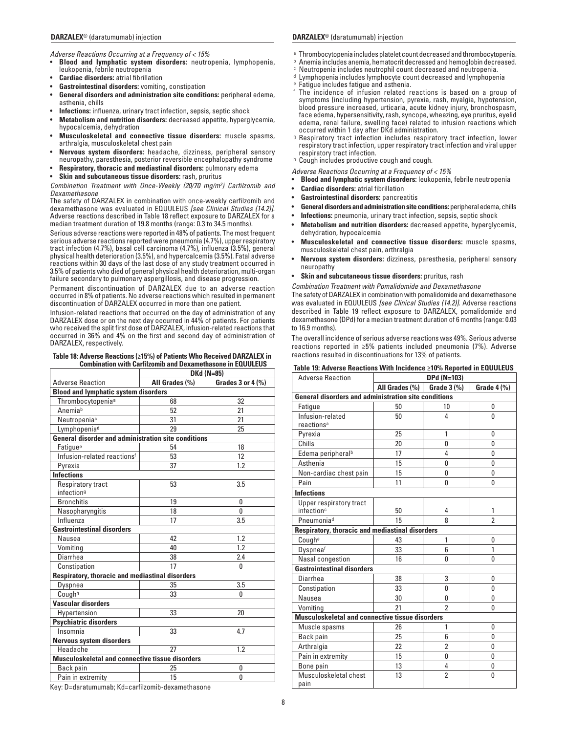*Adverse Reactions Occurring at a Frequency of < 15%*

- **Blood and lymphatic system disorders:** neutropenia, lymphopenia, leukopenia, febrile neutropenia
- **Cardiac disorders:** atrial fibrillation
- **Gastrointestinal disorders:** vomiting, constipation
- **General disorders and administration site conditions:** peripheral edema, asthenia, chills
- **Infections:** influenza, urinary tract infection, sepsis, septic shock
- **Metabolism and nutrition disorders:** decreased appetite, hyperglycemia, hypocalcemia, dehydration
- **Musculoskeletal and connective tissue disorders:** muscle spasms, arthralgia, musculoskeletal chest pain
- **Nervous system disorders:** headache, dizziness, peripheral sensory neuropathy, paresthesia, posterior reversible encephalopathy syndrome
- **Respiratory, thoracic and mediastinal disorders:** pulmonary edema
- **Skin and subcutaneous tissue disorders:** rash, pruritus

*Combination Treatment with Once-Weekly (20/70 mg/m²) Carfilzomib and Dexamethasone*

The safety of DARZALEX in combination with once-weekly carfilzomib and dexamethasone was evaluated in EQUULEUS *[see Clinical Studies (14.2)]*. Adverse reactions described in Table 18 reflect exposure to DARZALEX for a median treatment duration of 19.8 months (range: 0.3 to 34.5 months).

Serious adverse reactions were reported in 48% of patients. The most frequent serious adverse reactions reported were pneumonia (4.7%), upper respiratory tract infection (4.7%), basal cell carcinoma (4.7%), influenza (3.5%), general physical health deterioration (3.5%), and hypercalcemia (3.5%). Fatal adverse reactions within 30 days of the last dose of any study treatment occurred in 3.5% of patients who died of general physical health deterioration, multi-organ failure secondary to pulmonary aspergillosis, and disease progression.

Permanent discontinuation of DARZALEX due to an adverse reaction occurred in 8% of patients. No adverse reactions which resulted in permanent discontinuation of DARZALEX occurred in more than one patient.

Infusion-related reactions that occurred on the day of administration of any DARZALEX dose or on the next day occurred in 44% of patients. For patients who received the split first dose of DARZALEX, infusion-related reactions that occurred in 36% and 4% on the first and second day of administration of DARZALEX, respectively.

**Table 18: Adverse Reactions (≥15%) of Patients Who Received DARZALEX in Combination with Carfilzomib and Dexamethasone in EQUULEUS**

| | DKd (N=85) | |
|---|---|---|
| Adverse Reaction | All Grades (%) | Grades 3 or 4 (%) |
| **Blood and lymphatic system disorders** | | |
| Thrombocytopenia[a] | 68 | 32 |
| Anemia[b] | 52 | 21 |
| Neutropenia[c] | 31 | 21 |
| Lymphopenia[d] | 29 | 25 |
| **General disorder and administration site conditions** | | |
| Fatigue[e] | 54 | 18 |
| Infusion-related reactions[f] | 53 | 12 |
| Pyrexia | 37 | 1.2 |
| **Infections** | | |
| Respiratory tract infection[g] | 53 | 3.5 |
| Bronchitis | 19 | 0 |
| Nasopharyngitis | 18 | 0 |
| Influenza | 17 | 3.5 |
| **Gastrointestinal disorders** | | |
| Nausea | 42 | 1.2 |
| Vomiting | 40 | 1.2 |
| Diarrhea | 38 | 2.4 |
| Constipation | 17 | 0 |
| **Respiratory, thoracic and mediastinal disorders** | | |
| Dyspnea | 35 | 3.5 |
| Cough[h] | 33 | 0 |
| **Vascular disorders** | | |
| Hypertension | 33 | 20 |
| **Psychiatric disorders** | | |
| Insomnia | 33 | 4.7 |
| **Nervous system disorders** | | |
| Headache | 27 | 1.2 |
| **Musculoskeletal and connective tissue disorders** | | |
| Back pain | 25 | 0 |
| Pain in extremity | 15 | 0 |

Key: D=daratumumab; Kd=carfilzomib-dexamethasone

[a] Thrombocytopenia includes platelet count decreased and thrombocytopenia.
[b] Anemia includes anemia, hematocrit decreased and hemoglobin decreased.
[c] Neutropenia includes neutrophil count decreased and neutropenia.
[d] Lymphopenia includes lymphocyte count decreased and lymphopenia
[e] Fatigue includes fatigue and asthenia.
[f] The incidence of infusion related reactions is based on a group of symptoms (including hypertension, pyrexia, rash, myalgia, hypotension, blood pressure increased, urticaria, acute kidney injury, bronchospasm, face edema, hypersensitivity, rash, syncope, wheezing, eye pruritus, eyelid edema, renal failure, swelling face) related to infusion reactions which occurred within 1 day after DKd administration.
[g] Respiratory tract infection includes respiratory tract infection, lower respiratory tract infection, upper respiratory tract infection and viral upper respiratory tract infection.
[h] Cough includes productive cough and cough.

*Adverse Reactions Occurring at a Frequency of < 15%*

- **Blood and lymphatic system disorders:** leukopenia, febrile neutropenia
- **Cardiac disorders:** atrial fibrillation
- **Gastrointestinal disorders:** pancreatitis
- **General disorders and administration site conditions:** peripheral edema, chills
- **Infections:** pneumonia, urinary tract infection, sepsis, septic shock
- **Metabolism and nutrition disorders:** decreased appetite, hyperglycemia, dehydration, hypocalcemia
- **Musculoskeletal and connective tissue disorders:** muscle spasms, musculoskeletal chest pain, arthralgia
- **Nervous system disorders:** dizziness, paresthesia, peripheral sensory neuropathy
- **Skin and subcutaneous tissue disorders:** pruritus, rash

*Combination Treatment with Pomalidomide and Dexamethasone*

The safety of DARZALEX in combination with pomalidomide and dexamethasone was evaluated in EQUULEUS *[see Clinical Studies (14.2)]*. Adverse reactions described in Table 19 reflect exposure to DARZALEX, pomalidomide and dexamethasone (DPd) for a median treatment duration of 6 months (range: 0.03 to 16.9 months).

The overall incidence of serious adverse reactions was 49%. Serious adverse reactions reported in ≥5% patients included pneumonia (7%). Adverse reactions resulted in discontinuations for 13% of patients.

**Table 19: Adverse Reactions With Incidence ≥10% Reported in EQUULEUS**

| Adverse Reaction | DPd (N=103) | | |
|---|---|---|---|
| | All Grades (%) | Grade 3 (%) | Grade 4 (%) |
| **General disorders and administration site conditions** | | | |
| Fatigue | 50 | 10 | 0 |
| Infusion-related reactions[a] | 50 | 4 | 0 |
| Pyrexia | 25 | 1 | 0 |
| Chills | 20 | 0 | 0 |
| Edema peripheral[b] | 17 | 4 | 0 |
| Asthenia | 15 | 0 | 0 |
| Non-cardiac chest pain | 15 | 0 | 0 |
| Pain | 11 | 0 | 0 |
| **Infections** | | | |
| Upper respiratory tract infection[c] | 50 | 4 | 1 |
| Pneumonia[d] | 15 | 8 | 2 |
| **Respiratory, thoracic and mediastinal disorders** | | | |
| Cough[e] | 43 | 1 | 0 |
| Dyspnea[f] | 33 | 6 | 1 |
| Nasal congestion | 16 | 0 | 0 |
| **Gastrointestinal disorders** | | | |
| Diarrhea | 38 | 3 | 0 |
| Constipation | 33 | 0 | 0 |
| Nausea | 30 | 0 | 0 |
| Vomiting | 21 | 2 | 0 |
| **Musculoskeletal and connective tissue disorders** | | | |
| Muscle spasms | 26 | 1 | 0 |
| Back pain | 25 | 6 | 0 |
| Arthralgia | 22 | 2 | 0 |
| Pain in extremity | 15 | 0 | 0 |
| Bone pain | 13 | 4 | 0 |
| Musculoskeletal chest pain | 13 | 2 | 0 |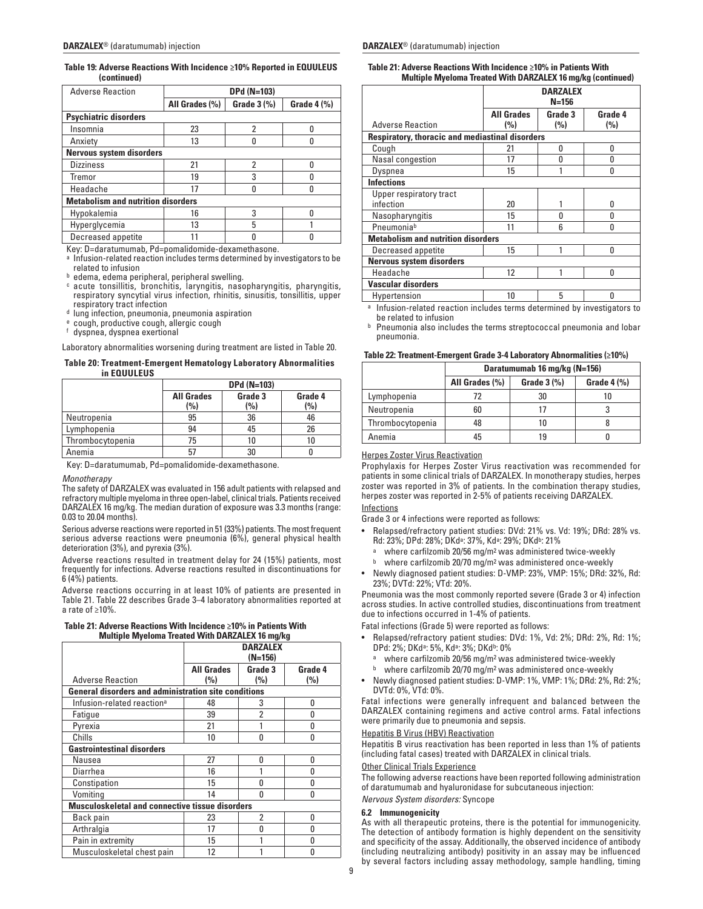**Table 19: Adverse Reactions With Incidence ≥10% Reported in EQUULEUS (continued)**

| Adverse Reaction | DPd (N=103) | | |
|---|---|---|---|
| | All Grades (%) | Grade 3 (%) | Grade 4 (%) |
| **Psychiatric disorders** | | | |
| Insomnia | 23 | 2 | 0 |
| Anxiety | 13 | 0 | 0 |
| **Nervous system disorders** | | | |
| Dizziness | 21 | 2 | 0 |
| Tremor | 19 | 3 | 0 |
| Headache | 17 | 0 | 0 |
| **Metabolism and nutrition disorders** | | | |
| Hypokalemia | 16 | 3 | 0 |
| Hyperglycemia | 13 | 5 | 1 |
| Decreased appetite | 11 | 0 | 0 |

Key: D=daratumumab, Pd=pomalidomide-dexamethasone.

[a] Infusion-related reaction includes terms determined by investigators to be related to infusion

[b] edema, edema peripheral, peripheral swelling.

[c] acute tonsillitis, bronchitis, laryngitis, nasopharyngitis, pharyngitis, respiratory syncytial virus infection, rhinitis, sinusitis, tonsillitis, upper respiratory tract infection

[d] lung infection, pneumonia, pneumonia aspiration

[e] cough, productive cough, allergic cough

[f] dyspnea, dyspnea exertional

Laboratory abnormalities worsening during treatment are listed in Table 20.

**Table 20: Treatment-Emergent Hematology Laboratory Abnormalities in EQUULEUS**

| | DPd (N=103) | | |
|---|---|---|---|
| | All Grades (%) | Grade 3 (%) | Grade 4 (%) |
| Neutropenia | 95 | 36 | 46 |
| Lymphopenia | 94 | 45 | 26 |
| Thrombocytopenia | 75 | 10 | 10 |
| Anemia | 57 | 30 | 0 |

Key: D=daratumumab, Pd=pomalidomide-dexamethasone.

*Monotherapy*

The safety of DARZALEX was evaluated in 156 adult patients with relapsed and refractory multiple myeloma in three open-label, clinical trials. Patients received DARZALEX 16 mg/kg. The median duration of exposure was 3.3 months (range: 0.03 to 20.04 months).

Serious adverse reactions were reported in 51 (33%) patients. The most frequent serious adverse reactions were pneumonia (6%), general physical health deterioration (3%), and pyrexia (3%).

Adverse reactions resulted in treatment delay for 24 (15%) patients, most frequently for infections. Adverse reactions resulted in discontinuations for 6 (4%) patients.

Adverse reactions occurring in at least 10% of patients are presented in Table 21. Table 22 describes Grade 3–4 laboratory abnormalities reported at a rate of ≥10%.

**Table 21: Adverse Reactions With Incidence ≥10% in Patients With Multiple Myeloma Treated With DARZALEX 16 mg/kg**

| Adverse Reaction | DARZALEX (N=156) | | |
|---|---|---|---|
| | All Grades (%) | Grade 3 (%) | Grade 4 (%) |
| **General disorders and administration site conditions** | | | |
| Infusion-related reaction[a] | 48 | 3 | 0 |
| Fatigue | 39 | 2 | 0 |
| Pyrexia | 21 | 1 | 0 |
| Chills | 10 | 0 | 0 |
| **Gastrointestinal disorders** | | | |
| Nausea | 27 | 0 | 0 |
| Diarrhea | 16 | 1 | 0 |
| Constipation | 15 | 0 | 0 |
| Vomiting | 14 | 0 | 0 |
| **Musculoskeletal and connective tissue disorders** | | | |
| Back pain | 23 | 2 | 0 |
| Arthralgia | 17 | 0 | 0 |
| Pain in extremity | 15 | 1 | 0 |
| Musculoskeletal chest pain | 12 | 1 | 0 |
| **Respiratory, thoracic and mediastinal disorders** | | | |
| Cough | 21 | 0 | 0 |
| Nasal congestion | 17 | 0 | 0 |
| Dyspnea | 15 | 1 | 0 |
| **Infections** | | | |
| Upper respiratory tract infection | 20 | 1 | 0 |
| Nasopharyngitis | 15 | 0 | 0 |
| Pneumonia[b] | 11 | 6 | 0 |
| **Metabolism and nutrition disorders** | | | |
| Decreased appetite | 15 | 1 | 0 |
| **Nervous system disorders** | | | |
| Headache | 12 | 1 | 0 |
| **Vascular disorders** | | | |
| Hypertension | 10 | 5 | 0 |

[a] Infusion-related reaction includes terms determined by investigators to be related to infusion

[b] Pneumonia also includes the terms streptococcal pneumonia and lobar pneumonia.

**Table 22: Treatment-Emergent Grade 3-4 Laboratory Abnormalities (≥10%)**

| | Daratumumab 16 mg/kg (N=156) | | |
|---|---|---|---|
| | All Grades (%) | Grade 3 (%) | Grade 4 (%) |
| Lymphopenia | 72 | 30 | 10 |
| Neutropenia | 60 | 17 | 3 |
| Thrombocytopenia | 48 | 10 | 8 |
| Anemia | 45 | 19 | 0 |

Herpes Zoster Virus Reactivation

Prophylaxis for Herpes Zoster Virus reactivation was recommended for patients in some clinical trials of DARZALEX. In monotherapy studies, herpes zoster was reported in 3% of patients. In the combination therapy studies, herpes zoster was reported in 2-5% of patients receiving DARZALEX.

Infections

Grade 3 or 4 infections were reported as follows:

- Relapsed/refractory patient studies: DVd: 21% vs. Vd: 19%; DRd: 28% vs. Rd: 23%; DPd: 28%; DKd[a]: 37%, Kd[a]: 29%; DKd[b]: 21%
  - [a] where carfilzomib 20/56 mg/m² was administered twice-weekly
  - [b] where carfilzomib 20/70 mg/m² was administered once-weekly
- Newly diagnosed patient studies: D-VMP: 23%, VMP: 15%; DRd: 32%, Rd: 23%; DVTd: 22%; VTd: 20%.

Pneumonia was the most commonly reported severe (Grade 3 or 4) infection across studies. In active controlled studies, discontinuations from treatment due to infections occurred in 1-4% of patients.

Fatal infections (Grade 5) were reported as follows:

- Relapsed/refractory patient studies: DVd: 1%, Vd: 2%; DRd: 2%, Rd: 1%; DPd: 2%; DKd[a]: 5%, Kd[a]: 3%; DKd[b]: 0%
  - [a] where carfilzomib 20/56 mg/m² was administered twice-weekly
  - [b] where carfilzomib 20/70 mg/m² was administered once-weekly
- Newly diagnosed patient studies: D-VMP: 1%, VMP: 1%; DRd: 2%, Rd: 2%; DVTd: 0%, VTd: 0%.

Fatal infections were generally infrequent and balanced between the DARZALEX containing regimens and active control arms. Fatal infections were primarily due to pneumonia and sepsis.

Hepatitis B Virus (HBV) Reactivation

Hepatitis B virus reactivation has been reported in less than 1% of patients (including fatal cases) treated with DARZALEX in clinical trials.

Other Clinical Trials Experience

The following adverse reactions have been reported following administration of daratumumab and hyaluronidase for subcutaneous injection:

*Nervous System disorders:* Syncope

### 6.2 Immunogenicity

As with all therapeutic proteins, there is the potential for immunogenicity. The detection of antibody formation is highly dependent on the sensitivity and specificity of the assay. Additionally, the observed incidence of antibody (including neutralizing antibody) positivity in an assay may be influenced by several factors including assay methodology, sample handling, timing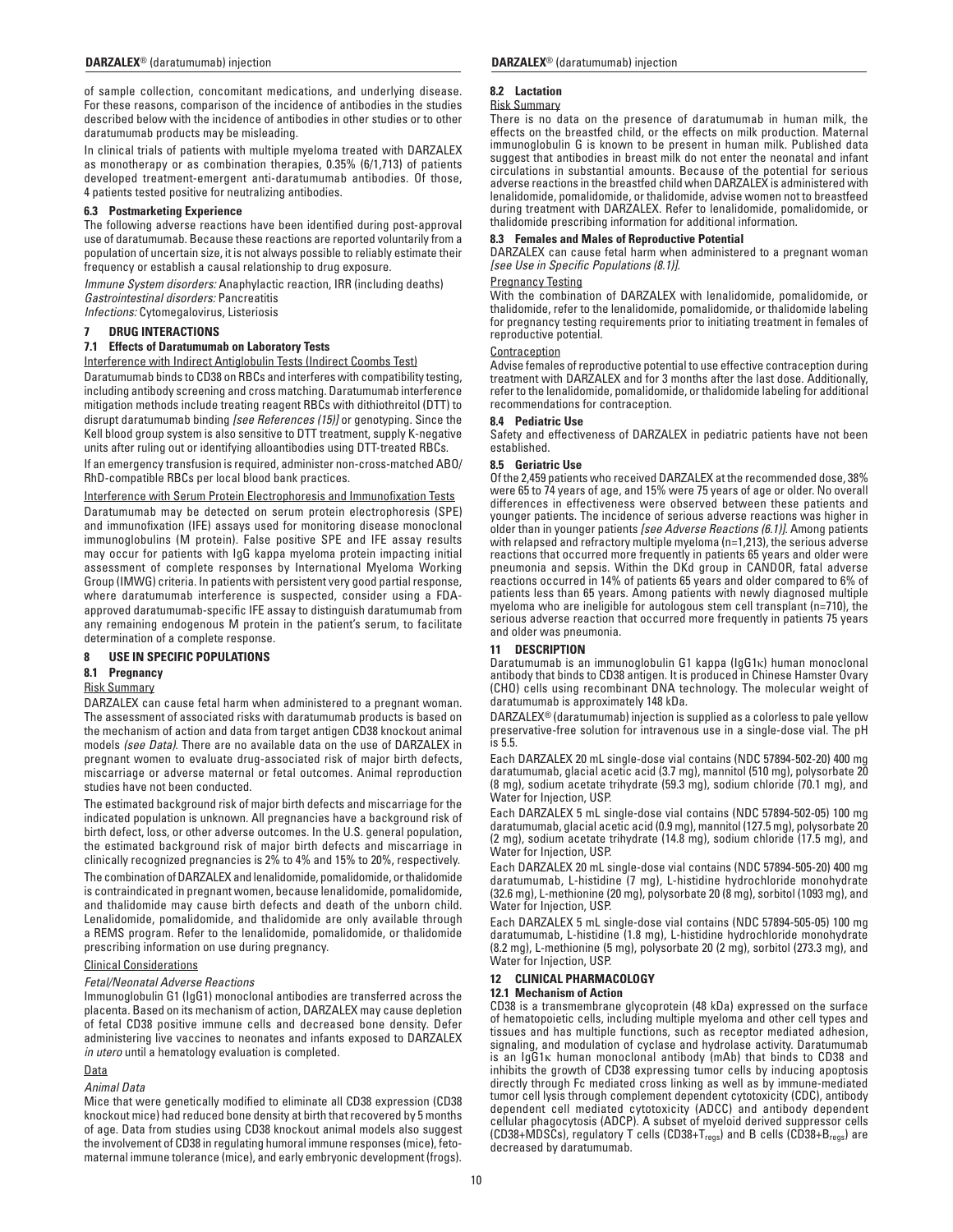of sample collection, concomitant medications, and underlying disease. For these reasons, comparison of the incidence of antibodies in the studies described below with the incidence of antibodies in other studies or to other daratumumab products may be misleading.

In clinical trials of patients with multiple myeloma treated with DARZALEX as monotherapy or as combination therapies, 0.35% (6/1,713) of patients developed treatment-emergent anti-daratumumab antibodies. Of those, 4 patients tested positive for neutralizing antibodies.

### 6.3 Postmarketing Experience

The following adverse reactions have been identified during post-approval use of daratumumab. Because these reactions are reported voluntarily from a population of uncertain size, it is not always possible to reliably estimate their frequency or establish a causal relationship to drug exposure.

*Immune System disorders:* Anaphylactic reaction, IRR (including deaths)
*Gastrointestinal disorders:* Pancreatitis
*Infections:* Cytomegalovirus, Listeriosis

## 7 DRUG INTERACTIONS

### 7.1 Effects of Daratumumab on Laboratory Tests

Interference with Indirect Antiglobulin Tests (Indirect Coombs Test)

Daratumumab binds to CD38 on RBCs and interferes with compatibility testing, including antibody screening and cross matching. Daratumumab interference mitigation methods include treating reagent RBCs with dithiothreitol (DTT) to disrupt daratumumab binding *[see References (15)]* or genotyping. Since the Kell blood group system is also sensitive to DTT treatment, supply K-negative units after ruling out or identifying alloantibodies using DTT-treated RBCs.

If an emergency transfusion is required, administer non-cross-matched ABO/RhD-compatible RBCs per local blood bank practices.

Interference with Serum Protein Electrophoresis and Immunofixation Tests

Daratumumab may be detected on serum protein electrophoresis (SPE) and immunofixation (IFE) assays used for monitoring disease monoclonal immunoglobulins (M protein). False positive SPE and IFE assay results may occur for patients with IgG kappa myeloma protein impacting initial assessment of complete responses by International Myeloma Working Group (IMWG) criteria. In patients with persistent very good partial response, where daratumumab interference is suspected, consider using a FDA-approved daratumumab-specific IFE assay to distinguish daratumumab from any remaining endogenous M protein in the patient's serum, to facilitate determination of a complete response.

## 8 USE IN SPECIFIC POPULATIONS

### 8.1 Pregnancy

Risk Summary

DARZALEX can cause fetal harm when administered to a pregnant woman. The assessment of associated risks with daratumumab products is based on the mechanism of action and data from target antigen CD38 knockout animal models *(see Data)*. There are no available data on the use of DARZALEX in pregnant women to evaluate drug-associated risk of major birth defects, miscarriage or adverse maternal or fetal outcomes. Animal reproduction studies have not been conducted.

The estimated background risk of major birth defects and miscarriage for the indicated population is unknown. All pregnancies have a background risk of birth defect, loss, or other adverse outcomes. In the U.S. general population, the estimated background risk of major birth defects and miscarriage in clinically recognized pregnancies is 2% to 4% and 15% to 20%, respectively.

The combination of DARZALEX and lenalidomide, pomalidomide, or thalidomide is contraindicated in pregnant women, because lenalidomide, pomalidomide, and thalidomide may cause birth defects and death of the unborn child. Lenalidomide, pomalidomide, and thalidomide are only available through a REMS program. Refer to the lenalidomide, pomalidomide, or thalidomide prescribing information on use during pregnancy.

Clinical Considerations

*Fetal/Neonatal Adverse Reactions*

Immunoglobulin G1 (IgG1) monoclonal antibodies are transferred across the placenta. Based on its mechanism of action, DARZALEX may cause depletion of fetal CD38 positive immune cells and decreased bone density. Defer administering live vaccines to neonates and infants exposed to DARZALEX *in utero* until a hematology evaluation is completed.

Data

*Animal Data*

Mice that were genetically modified to eliminate all CD38 expression (CD38 knockout mice) had reduced bone density at birth that recovered by 5 months of age. Data from studies using CD38 knockout animal models also suggest the involvement of CD38 in regulating humoral immune responses (mice), feto-maternal immune tolerance (mice), and early embryonic development (frogs).

### 8.2 Lactation

Risk Summary

There is no data on the presence of daratumumab in human milk, the effects on the breastfed child, or the effects on milk production. Maternal immunoglobulin G is known to be present in human milk. Published data suggest that antibodies in breast milk do not enter the neonatal and infant circulations in substantial amounts. Because of the potential for serious adverse reactions in the breastfed child when DARZALEX is administered with lenalidomide, pomalidomide, or thalidomide, advise women not to breastfeed during treatment with DARZALEX. Refer to lenalidomide, pomalidomide, or thalidomide prescribing information for additional information.

### 8.3 Females and Males of Reproductive Potential

DARZALEX can cause fetal harm when administered to a pregnant woman *[see Use in Specific Populations (8.1)]*.

Pregnancy Testing

With the combination of DARZALEX with lenalidomide, pomalidomide, or thalidomide, refer to the lenalidomide, pomalidomide, or thalidomide labeling for pregnancy testing requirements prior to initiating treatment in females of reproductive potential.

Contraception

Advise females of reproductive potential to use effective contraception during treatment with DARZALEX and for 3 months after the last dose. Additionally, refer to the lenalidomide, pomalidomide, or thalidomide labeling for additional recommendations for contraception.

### 8.4 Pediatric Use

Safety and effectiveness of DARZALEX in pediatric patients have not been established.

### 8.5 Geriatric Use

Of the 2,459 patients who received DARZALEX at the recommended dose, 38% were 65 to 74 years of age, and 15% were 75 years of age or older. No overall differences in effectiveness were observed between these patients and younger patients. The incidence of serious adverse reactions was higher in older than in younger patients *[see Adverse Reactions (6.1)]*. Among patients with relapsed and refractory multiple myeloma (n=1,213), the serious adverse reactions that occurred more frequently in patients 65 years and older were pneumonia and sepsis. Within the DKd group in CANDOR, fatal adverse reactions occurred in 14% of patients 65 years and older compared to 6% of patients less than 65 years. Among patients with newly diagnosed multiple myeloma who are ineligible for autologous stem cell transplant (n=710), the serious adverse reaction that occurred more frequently in patients 75 years and older was pneumonia.

## 11 DESCRIPTION

Daratumumab is an immunoglobulin G1 kappa (IgG1κ) human monoclonal antibody that binds to CD38 antigen. It is produced in Chinese Hamster Ovary (CHO) cells using recombinant DNA technology. The molecular weight of daratumumab is approximately 148 kDa.

DARZALEX® (daratumumab) injection is supplied as a colorless to pale yellow preservative-free solution for intravenous use in a single-dose vial. The pH is 5.5.

Each DARZALEX 20 mL single-dose vial contains (NDC 57894-502-20) 400 mg daratumumab, glacial acetic acid (3.7 mg), mannitol (510 mg), polysorbate 20 (8 mg), sodium acetate trihydrate (59.3 mg), sodium chloride (70.1 mg), and Water for Injection, USP.

Each DARZALEX 5 mL single-dose vial contains (NDC 57894-502-05) 100 mg daratumumab, glacial acetic acid (0.9 mg), mannitol (127.5 mg), polysorbate 20 (2 mg), sodium acetate trihydrate (14.8 mg), sodium chloride (17.5 mg), and Water for Injection, USP.

Each DARZALEX 20 mL single-dose vial contains (NDC 57894-505-20) 400 mg daratumumab, L-histidine (7 mg), L-histidine hydrochloride monohydrate (32.6 mg), L-methionine (20 mg), polysorbate 20 (8 mg), sorbitol (1093 mg), and Water for Injection, USP.

Each DARZALEX 5 mL single-dose vial contains (NDC 57894-505-05) 100 mg daratumumab, L-histidine (1.8 mg), L-histidine hydrochloride monohydrate (8.2 mg), L-methionine (5 mg), polysorbate 20 (2 mg), sorbitol (273.3 mg), and Water for Injection, USP.

## 12 CLINICAL PHARMACOLOGY

### 12.1 Mechanism of Action

CD38 is a transmembrane glycoprotein (48 kDa) expressed on the surface of hematopoietic cells, including multiple myeloma and other cell types and tissues and has multiple functions, such as receptor mediated adhesion, signaling, and modulation of cyclase and hydrolase activity. Daratumumab is an IgG1κ human monoclonal antibody (mAb) that binds to CD38 and inhibits the growth of CD38 expressing tumor cells by inducing apoptosis directly through Fc mediated cross linking as well as by immune-mediated tumor cell lysis through complement dependent cytotoxicity (CDC), antibody dependent cell mediated cytotoxicity (ADCC) and antibody dependent cellular phagocytosis (ADCP). A subset of myeloid derived suppressor cells (CD38+MDSCs), regulatory T cells (CD38+$T_{regs}$) and B cells (CD38+$B_{regs}$) are decreased by daratumumab.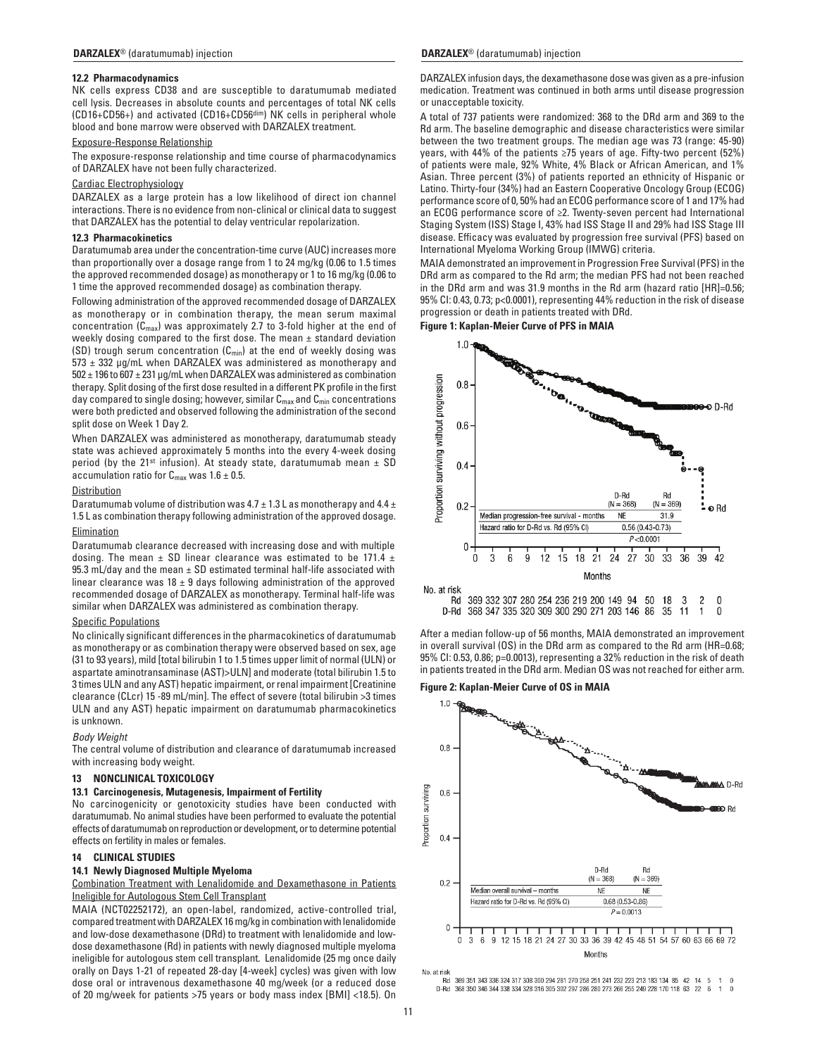### 12.2 Pharmacodynamics

NK cells express CD38 and are susceptible to daratumumab mediated cell lysis. Decreases in absolute counts and percentages of total NK cells (CD16+CD56+) and activated (CD16+CD56$^{dim}$) NK cells in peripheral whole blood and bone marrow were observed with DARZALEX treatment.

Exposure-Response Relationship

The exposure-response relationship and time course of pharmacodynamics of DARZALEX have not been fully characterized.

Cardiac Electrophysiology

DARZALEX as a large protein has a low likelihood of direct ion channel interactions. There is no evidence from non-clinical or clinical data to suggest that DARZALEX has the potential to delay ventricular repolarization.

### 12.3 Pharmacokinetics

Daratumumab area under the concentration-time curve (AUC) increases more than proportionally over a dosage range from 1 to 24 mg/kg (0.06 to 1.5 times the approved recommended dosage) as monotherapy or 1 to 16 mg/kg (0.06 to 1 time the approved recommended dosage) as combination therapy.

Following administration of the approved recommended dosage of DARZALEX as monotherapy or in combination therapy, the mean serum maximal concentration ($C_{max}$) was approximately 2.7 to 3-fold higher at the end of weekly dosing compared to the first dose. The mean ± standard deviation (SD) trough serum concentration ($C_{min}$) at the end of weekly dosing was 573 ± 332 µg/mL when DARZALEX was administered as monotherapy and 502 ± 196 to 607 ± 231 µg/mL when DARZALEX was administered as combination therapy. Split dosing of the first dose resulted in a different PK profile in the first day compared to single dosing; however, similar $C_{max}$ and $C_{min}$ concentrations were both predicted and observed following the administration of the second split dose on Week 1 Day 2.

When DARZALEX was administered as monotherapy, daratumumab steady state was achieved approximately 5 months into the every 4-week dosing period (by the 21st infusion). At steady state, daratumumab mean ± SD accumulation ratio for $C_{max}$ was 1.6 ± 0.5.

Distribution

Daratumumab volume of distribution was 4.7 ± 1.3 L as monotherapy and 4.4 ± 1.5 L as combination therapy following administration of the approved dosage.

Elimination

Daratumumab clearance decreased with increasing dose and with multiple dosing. The mean ± SD linear clearance was estimated to be 171.4 ± 95.3 mL/day and the mean ± SD estimated terminal half-life associated with linear clearance was 18 ± 9 days following administration of the approved recommended dosage of DARZALEX as monotherapy. Terminal half-life was similar when DARZALEX was administered as combination therapy.

Specific Populations

No clinically significant differences in the pharmacokinetics of daratumumab as monotherapy or as combination therapy were observed based on sex, age (31 to 93 years), mild [total bilirubin 1 to 1.5 times upper limit of normal (ULN) or aspartate aminotransaminase (AST)>ULN] and moderate (total bilirubin 1.5 to 3 times ULN and any AST) hepatic impairment, or renal impairment [Creatinine clearance (CLcr) 15 -89 mL/min]. The effect of severe (total bilirubin >3 times ULN and any AST) hepatic impairment on daratumumab pharmacokinetics is unknown.

*Body Weight*

The central volume of distribution and clearance of daratumumab increased with increasing body weight.

## 13 NONCLINICAL TOXICOLOGY

### 13.1 Carcinogenesis, Mutagenesis, Impairment of Fertility

No carcinogenicity or genotoxicity studies have been conducted with daratumumab. No animal studies have been performed to evaluate the potential effects of daratumumab on reproduction or development, or to determine potential effects on fertility in males or females.

## 14 CLINICAL STUDIES

### 14.1 Newly Diagnosed Multiple Myeloma

Combination Treatment with Lenalidomide and Dexamethasone in Patients Ineligible for Autologous Stem Cell Transplant

MAIA (NCT02252172), an open-label, randomized, active-controlled trial, compared treatment with DARZALEX 16 mg/kg in combination with lenalidomide and low-dose dexamethasone (DRd) to treatment with lenalidomide and low-dose dexamethasone (Rd) in patients with newly diagnosed multiple myeloma ineligible for autologous stem cell transplant. Lenalidomide (25 mg once daily orally on Days 1-21 of repeated 28-day [4-week] cycles) was given with low dose oral or intravenous dexamethasone 40 mg/week (or a reduced dose of 20 mg/week for patients >75 years or body mass index [BMI] <18.5). On DARZALEX infusion days, the dexamethasone dose was given as a pre-infusion medication. Treatment was continued in both arms until disease progression or unacceptable toxicity.

A total of 737 patients were randomized: 368 to the DRd arm and 369 to the Rd arm. The baseline demographic and disease characteristics were similar between the two treatment groups. The median age was 73 (range: 45-90) years, with 44% of the patients ≥75 years of age. Fifty-two percent (52%) of patients were male, 92% White, 4% Black or African American, and 1% Asian. Three percent (3%) of patients reported an ethnicity of Hispanic or Latino. Thirty-four (34%) had an Eastern Cooperative Oncology Group (ECOG) performance score of 0, 50% had an ECOG performance score of 1 and 17% had an ECOG performance score of ≥2. Twenty-seven percent had International Staging System (ISS) Stage I, 43% had ISS Stage II and 29% had ISS Stage III disease. Efficacy was evaluated by progression free survival (PFS) based on International Myeloma Working Group (IMWG) criteria.

MAIA demonstrated an improvement in Progression Free Survival (PFS) in the DRd arm as compared to the Rd arm; the median PFS had not been reached in the DRd arm and was 31.9 months in the Rd arm (hazard ratio [HR]=0.56; 95% CI: 0.43, 0.73; p<0.0001), representing 44% reduction in the risk of disease progression or death in patients treated with DRd.

**Figure 1: Kaplan-Meier Curve of PFS in MAIA**

| | D-Rd (N = 368) | Rd (N = 369) |
|---|---|---|
| Median progression-free survival - months | NE | 31.9 |
| Hazard ratio for D-Rd vs. Rd (95% CI) | 0.56 (0.43-0.73) | |
| | *P*<0.0001 | |

No. at risk

| Months | 0 | 3 | 6 | 9 | 12 | 15 | 18 | 21 | 24 | 27 | 30 | 33 | 36 | 39 | 42 |
|---|---|---|---|---|---|---|---|---|---|---|---|---|---|---|---|
| Rd | 369 | 332 | 307 | 280 | 254 | 236 | 219 | 200 | 149 | 94 | 50 | 18 | 3 | 2 | 0 |
| D-Rd | 368 | 347 | 335 | 320 | 309 | 300 | 290 | 271 | 203 | 146 | 86 | 35 | 11 | 1 | 0 |

After a median follow-up of 56 months, MAIA demonstrated an improvement in overall survival (OS) in the DRd arm as compared to the Rd arm (HR=0.68; 95% CI: 0.53, 0.86; p=0.0013), representing a 32% reduction in the risk of death in patients treated in the DRd arm. Median OS was not reached for either arm.

**Figure 2: Kaplan-Meier Curve of OS in MAIA**

| | D-Rd (N = 368) | Rd (N = 369) |
|---|---|---|
| Median overall survival – months | NE | NE |
| Hazard ratio for D-Rd vs. Rd (95% CI) | 0.68 (0.53-0.86) | |
| | *P* = 0.0013 | |

No. at risk

| Months | 0 | 3 | 6 | 9 | 12 | 15 | 18 | 21 | 24 | 27 | 30 | 33 | 36 | 39 | 42 | 45 | 48 | 51 | 54 | 57 | 60 | 63 | 66 | 69 | 72 |
|---|---|---|---|---|---|---|---|---|---|---|---|---|---|---|---|---|---|---|---|---|---|---|---|---|---|
| Rd | 369 | 351 | 343 | 336 | 324 | 317 | 308 | 300 | 294 | 281 | 270 | 258 | 251 | 241 | 232 | 223 | 213 | 183 | 134 | 85 | 42 | 14 | 5 | 1 | 0 |
| D-Rd | 368 | 350 | 346 | 344 | 338 | 334 | 328 | 316 | 305 | 302 | 297 | 286 | 280 | 273 | 266 | 255 | 249 | 228 | 170 | 118 | 63 | 22 | 6 | 1 | 0 |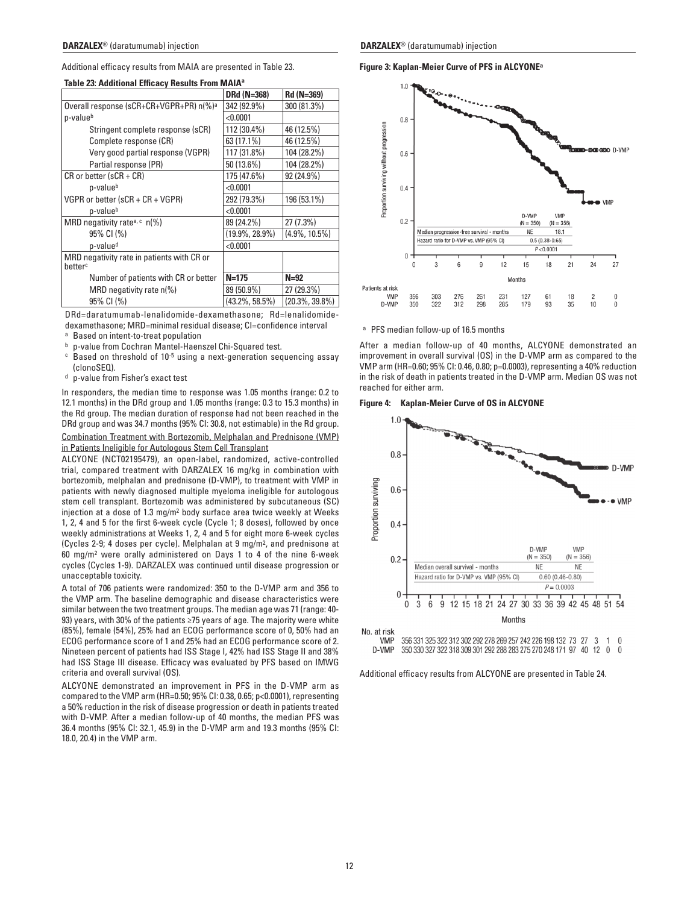Additional efficacy results from MAIA are presented in Table 23.

**Table 23: Additional Efficacy Results From MAIA[a]**

| | DRd (N=368) | Rd (N=369) |
|---|---|---|
| Overall response (sCR+CR+VGPR+PR) n(%)[a] | 342 (92.9%) | 300 (81.3%) |
| p-value[b] | <0.0001 | |
| Stringent complete response (sCR) | 112 (30.4%) | 46 (12.5%) |
| Complete response (CR) | 63 (17.1%) | 46 (12.5%) |
| Very good partial response (VGPR) | 117 (31.8%) | 104 (28.2%) |
| Partial response (PR) | 50 (13.6%) | 104 (28.2%) |
| CR or better (sCR + CR) | 175 (47.6%) | 92 (24.9%) |
| p-value[b] | <0.0001 | |
| VGPR or better (sCR + CR + VGPR) | 292 (79.3%) | 196 (53.1%) |
| p-value[b] | <0.0001 | |
| MRD negativity rate[a, c] n(%) | 89 (24.2%) | 27 (7.3%) |
| 95% CI (%) | (19.9%, 28.9%) | (4.9%, 10.5%) |
| p-value[d] | <0.0001 | |
| MRD negativity rate in patients with CR or better[c] | | |
| Number of patients with CR or better | N=175 | N=92 |
| MRD negativity rate n(%) | 89 (50.9%) | 27 (29.3%) |
| 95% CI (%) | (43.2%, 58.5%) | (20.3%, 39.8%) |

DRd=daratumumab-lenalidomide-dexamethasone; Rd=lenalidomide-dexamethasone; MRD=minimal residual disease; CI=confidence interval

[a] Based on intent-to-treat population

[b] p-value from Cochran Mantel-Haenszel Chi-Squared test.

[c] Based on threshold of $10^{-5}$ using a next-generation sequencing assay (clonoSEQ).

[d] p-value from Fisher's exact test

In responders, the median time to response was 1.05 months (range: 0.2 to 12.1 months) in the DRd group and 1.05 months (range: 0.3 to 15.3 months) in the Rd group. The median duration of response had not been reached in the DRd group and was 34.7 months (95% CI: 30.8, not estimable) in the Rd group.

Combination Treatment with Bortezomib, Melphalan and Prednisone (VMP) in Patients Ineligible for Autologous Stem Cell Transplant

ALCYONE (NCT02195479), an open-label, randomized, active-controlled trial, compared treatment with DARZALEX 16 mg/kg in combination with bortezomib, melphalan and prednisone (D-VMP), to treatment with VMP in patients with newly diagnosed multiple myeloma ineligible for autologous stem cell transplant. Bortezomib was administered by subcutaneous (SC) injection at a dose of 1.3 mg/m² body surface area twice weekly at Weeks 1, 2, 4 and 5 for the first 6-week cycle (Cycle 1; 8 doses), followed by once weekly administrations at Weeks 1, 2, 4 and 5 for eight more 6-week cycles (Cycles 2-9; 4 doses per cycle). Melphalan at 9 mg/m², and prednisone at 60 mg/m² were orally administered on Days 1 to 4 of the nine 6-week cycles (Cycles 1-9). DARZALEX was continued until disease progression or unacceptable toxicity.

A total of 706 patients were randomized: 350 to the D-VMP arm and 356 to the VMP arm. The baseline demographic and disease characteristics were similar between the two treatment groups. The median age was 71 (range: 40-93) years, with 30% of the patients ≥75 years of age. The majority were white (85%), female (54%), 25% had an ECOG performance score of 0, 50% had an ECOG performance score of 1 and 25% had an ECOG performance score of 2. Nineteen percent of patients had ISS Stage I, 42% had ISS Stage II and 38% had ISS Stage III disease. Efficacy was evaluated by PFS based on IMWG criteria and overall survival (OS).

ALCYONE demonstrated an improvement in PFS in the D-VMP arm as compared to the VMP arm (HR=0.50; 95% CI: 0.38, 0.65; p<0.0001), representing a 50% reduction in the risk of disease progression or death in patients treated with D-VMP. After a median follow-up of 40 months, the median PFS was 36.4 months (95% CI: 32.1, 45.9) in the D-VMP arm and 19.3 months (95% CI: 18.0, 20.4) in the VMP arm.

**Figure 3: Kaplan-Meier Curve of PFS in ALCYONE[a]**

[a] PFS median follow-up of 16.5 months

After a median follow-up of 40 months, ALCYONE demonstrated an improvement in overall survival (OS) in the D-VMP arm as compared to the VMP arm (HR=0.60; 95% CI: 0.46, 0.80; p=0.0003), representing a 40% reduction in the risk of death in patients treated in the D-VMP arm. Median OS was not reached for either arm.

**Figure 4: Kaplan-Meier Curve of OS in ALCYONE**

Additional efficacy results from ALCYONE are presented in Table 24.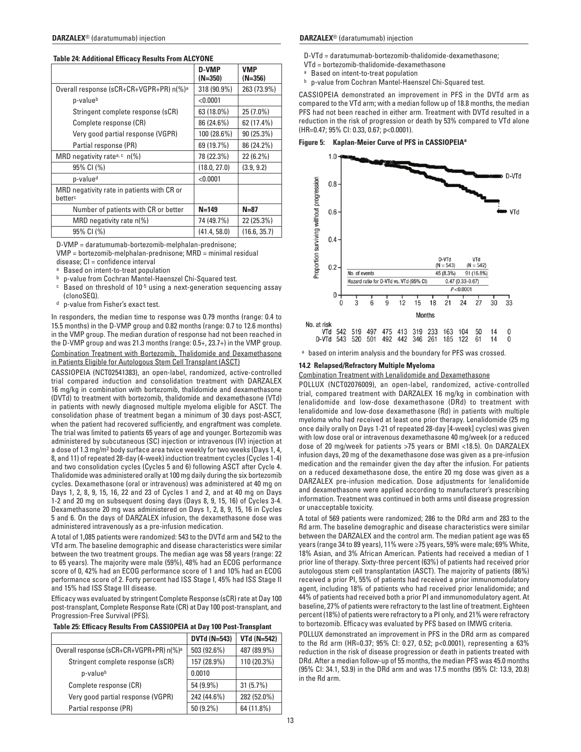**Table 24: Additional Efficacy Results From ALCYONE**

| | D-VMP (N=350) | VMP (N=356) |
|---|---|---|
| Overall response (sCR+CR+VGPR+PR) n(%)[a] | 318 (90.9%) | 263 (73.9%) |
| p-value[b] | <0.0001 | |
| Stringent complete response (sCR) | 63 (18.0%) | 25 (7.0%) |
| Complete response (CR) | 86 (24.6%) | 62 (17.4%) |
| Very good partial response (VGPR) | 100 (28.6%) | 90 (25.3%) |
| Partial response (PR) | 69 (19.7%) | 86 (24.2%) |
| MRD negativity rate[a, c] n(%) | 78 (22.3%) | 22 (6.2%) |
| 95% CI (%) | (18.0, 27.0) | (3.9, 9.2) |
| p-value[d] | <0.0001 | |
| MRD negativity rate in patients with CR or better[c] | | |
| Number of patients with CR or better | N=149 | N=87 |
| MRD negativity rate n(%) | 74 (49.7%) | 22 (25.3%) |
| 95% CI (%) | (41.4, 58.0) | (16.6, 35.7) |

D-VMP = daratumumab-bortezomib-melphalan-prednisone;
VMP = bortezomib-melphalan-prednisone; MRD = minimal residual disease; CI = confidence interval

[a] Based on intent-to-treat population
[b] p-value from Cochran Mantel-Haenszel Chi-Squared test.
[c] Based on threshold of $10^{-5}$ using a next-generation sequencing assay (clonoSEQ).
[d] p-value from Fisher's exact test.

In responders, the median time to response was 0.79 months (range: 0.4 to 15.5 months) in the D-VMP group and 0.82 months (range: 0.7 to 12.6 months) in the VMP group. The median duration of response had not been reached in the D-VMP group and was 21.3 months (range: 0.5+, 23.7+) in the VMP group.

Combination Treatment with Bortezomib, Thalidomide and Dexamethasone in Patients Eligible for Autologous Stem Cell Transplant (ASCT)

CASSIOPEIA (NCT02541383), an open-label, randomized, active-controlled trial compared induction and consolidation treatment with DARZALEX 16 mg/kg in combination with bortezomib, thalidomide and dexamethasone (DVTd) to treatment with bortezomib, thalidomide and dexamethasone (VTd) in patients with newly diagnosed multiple myeloma eligible for ASCT. The consolidation phase of treatment began a minimum of 30 days post-ASCT, when the patient had recovered sufficiently, and engraftment was complete. The trial was limited to patients 65 years of age and younger. Bortezomib was administered by subcutaneous (SC) injection or intravenous (IV) injection at a dose of 1.3 mg/m² body surface area twice weekly for two weeks (Days 1, 4, 8, and 11) of repeated 28-day (4-week) induction treatment cycles (Cycles 1-4) and two consolidation cycles (Cycles 5 and 6) following ASCT after Cycle 4. Thalidomide was administered orally at 100 mg daily during the six bortezomib cycles. Dexamethasone (oral or intravenous) was administered at 40 mg on Days 1, 2, 8, 9, 15, 16, 22 and 23 of Cycles 1 and 2, and at 40 mg on Days 1-2 and 20 mg on subsequent dosing days (Days 8, 9, 15, 16) of Cycles 3-4. Dexamethasone 20 mg was administered on Days 1, 2, 8, 9, 15, 16 in Cycles 5 and 6. On the days of DARZALEX infusion, the dexamethasone dose was administered intravenously as a pre-infusion medication.

A total of 1,085 patients were randomized: 543 to the DVTd arm and 542 to the VTd arm. The baseline demographic and disease characteristics were similar between the two treatment groups. The median age was 58 years (range: 22 to 65 years). The majority were male (59%), 48% had an ECOG performance score of 0, 42% had an ECOG performance score of 1 and 10% had an ECOG performance score of 2. Forty percent had ISS Stage I, 45% had ISS Stage II and 15% had ISS Stage III disease.

Efficacy was evaluated by stringent Complete Response (sCR) rate at Day 100 post-transplant, Complete Response Rate (CR) at Day 100 post-transplant, and Progression-Free Survival (PFS).

**Table 25: Efficacy Results From CASSIOPEIA at Day 100 Post-Transplant**

| | DVTd (N=543) | VTd (N=542) |
|---|---|---|
| Overall response (sCR+CR+VGPR+PR) n(%)[a] | 503 (92.6%) | 487 (89.9%) |
| Stringent complete response (sCR) | 157 (28.9%) | 110 (20.3%) |
| p-value[b] | 0.0010 | |
| Complete response (CR) | 54 (9.9%) | 31 (5.7%) |
| Very good partial response (VGPR) | 242 (44.6%) | 282 (52.0%) |
| Partial response (PR) | 50 (9.2%) | 64 (11.8%) |

D-VTd = daratumumab-bortezomib-thalidomide-dexamethasone;
VTd = bortezomib-thalidomide-dexamethasone

[a] Based on intent-to-treat population
[b] p-value from Cochran Mantel-Haenszel Chi-Squared test.

CASSIOPEIA demonstrated an improvement in PFS in the DVTd arm as compared to the VTd arm; with a median follow up of 18.8 months, the median PFS had not been reached in either arm. Treatment with DVTd resulted in a reduction in the risk of progression or death by 53% compared to VTd alone (HR=0.47; 95% CI: 0.33, 0.67; p<0.0001).

**Figure 5: Kaplan-Meier Curve of PFS in CASSIOPEIA[a]**

| | D-VTd (N = 543) | VTd (N = 542) |
|---|---|---|
| No. of events | 45 (8.3%) | 91 (16.8%) |
| Hazard ratio for D-VTd vs. VTd (95% CI) | 0.47 (0.33-0.67) | |
| | $P$<0.0001 | |

No. at risk

| Months | 0 | 3 | 6 | 9 | 12 | 15 | 18 | 21 | 24 | 27 | 30 | 33 |
|---|---|---|---|---|---|---|---|---|---|---|---|---|
| VTd | 542 | 519 | 497 | 475 | 413 | 319 | 233 | 163 | 104 | 50 | 14 | 0 |
| D-VTd | 543 | 520 | 501 | 492 | 442 | 346 | 261 | 185 | 122 | 61 | 14 | 0 |

[a] based on interim analysis and the boundary for PFS was crossed.

### 14.2 Relapsed/Refractory Multiple Myeloma

Combination Treatment with Lenalidomide and Dexamethasone

POLLUX (NCT02076009), an open-label, randomized, active-controlled trial, compared treatment with DARZALEX 16 mg/kg in combination with lenalidomide and low-dose dexamethasone (DRd) to treatment with lenalidomide and low-dose dexamethasone (Rd) in patients with multiple myeloma who had received at least one prior therapy. Lenalidomide (25 mg once daily orally on Days 1-21 of repeated 28-day [4-week] cycles) was given with low dose oral or intravenous dexamethasone 40 mg/week (or a reduced dose of 20 mg/week for patients >75 years or BMI <18.5). On DARZALEX infusion days, 20 mg of the dexamethasone dose was given as a pre-infusion medication and the remainder given the day after the infusion. For patients on a reduced dexamethasone dose, the entire 20 mg dose was given as a DARZALEX pre-infusion medication. Dose adjustments for lenalidomide and dexamethasone were applied according to manufacturer's prescribing information. Treatment was continued in both arms until disease progression or unacceptable toxicity.

A total of 569 patients were randomized; 286 to the DRd arm and 283 to the Rd arm. The baseline demographic and disease characteristics were similar between the DARZALEX and the control arm. The median patient age was 65 years (range 34 to 89 years), 11% were ≥75 years, 59% were male; 69% White, 18% Asian, and 3% African American. Patients had received a median of 1 prior line of therapy. Sixty-three percent (63%) of patients had received prior autologous stem cell transplantation (ASCT). The majority of patients (86%) received a prior PI, 55% of patients had received a prior immunomodulatory agent, including 18% of patients who had received prior lenalidomide; and 44% of patients had received both a prior PI and immunomodulatory agent. At baseline, 27% of patients were refractory to the last line of treatment. Eighteen percent (18%) of patients were refractory to a PI only, and 21% were refractory to bortezomib. Efficacy was evaluated by PFS based on IMWG criteria.

POLLUX demonstrated an improvement in PFS in the DRd arm as compared to the Rd arm (HR=0.37; 95% CI: 0.27, 0.52; p<0.0001), representing a 63% reduction in the risk of disease progression or death in patients treated with DRd. After a median follow-up of 55 months, the median PFS was 45.0 months (95% CI: 34.1, 53.9) in the DRd arm and was 17.5 months (95% CI: 13.9, 20.8) in the Rd arm.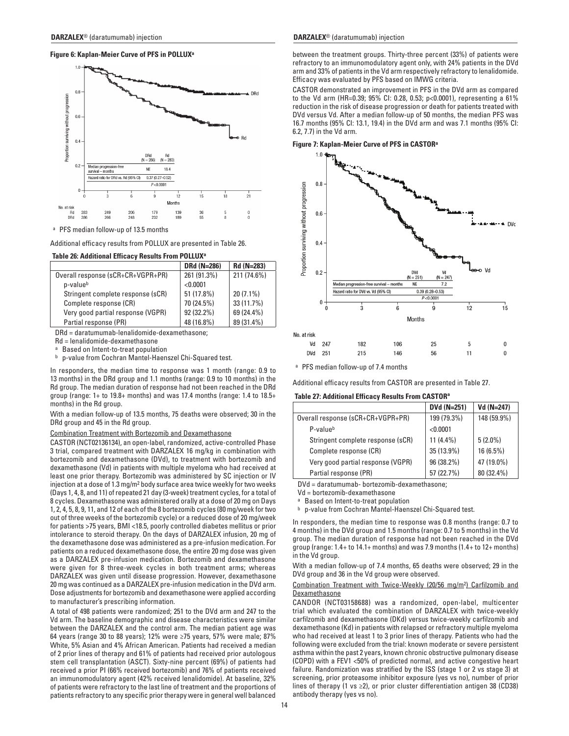**Figure 6: Kaplan-Meier Curve of PFS in POLLUX[a]**

[a] PFS median follow-up of 13.5 months

Additional efficacy results from POLLUX are presented in Table 26.

**Table 26: Additional Efficacy Results From POLLUX[a]**

| | DRd (N=286) | Rd (N=283) |
|---|---|---|
| Overall response (sCR+CR+VGPR+PR) | 261 (91.3%) | 211 (74.6%) |
| p-value[b] | <0.0001 | |
| Stringent complete response (sCR) | 51 (17.8%) | 20 (7.1%) |
| Complete response (CR) | 70 (24.5%) | 33 (11.7%) |
| Very good partial response (VGPR) | 92 (32.2%) | 69 (24.4%) |
| Partial response (PR) | 48 (16.8%) | 89 (31.4%) |

DRd = daratumumab-lenalidomide-dexamethasone;

Rd = lenalidomide-dexamethasone

[a] Based on Intent-to-treat population

[b] p-value from Cochran Mantel-Haenszel Chi-Squared test.

In responders, the median time to response was 1 month (range: 0.9 to 13 months) in the DRd group and 1.1 months (range: 0.9 to 10 months) in the Rd group. The median duration of response had not been reached in the DRd group (range: 1+ to 19.8+ months) and was 17.4 months (range: 1.4 to 18.5+ months) in the Rd group.

With a median follow-up of 13.5 months, 75 deaths were observed; 30 in the DRd group and 45 in the Rd group.

Combination Treatment with Bortezomib and Dexamethasone

CASTOR (NCT02136134), an open-label, randomized, active-controlled Phase 3 trial, compared treatment with DARZALEX 16 mg/kg in combination with bortezomib and dexamethasone (DVd), to treatment with bortezomib and dexamethasone (Vd) in patients with multiple myeloma who had received at least one prior therapy. Bortezomib was administered by SC injection or IV injection at a dose of 1.3 mg/m² body surface area twice weekly for two weeks (Days 1, 4, 8, and 11) of repeated 21 day (3-week) treatment cycles, for a total of 8 cycles. Dexamethasone was administered orally at a dose of 20 mg on Days 1, 2, 4, 5, 8, 9, 11, and 12 of each of the 8 bortezomib cycles (80 mg/week for two out of three weeks of the bortezomib cycle) or a reduced dose of 20 mg/week for patients >75 years, BMI <18.5, poorly controlled diabetes mellitus or prior intolerance to steroid therapy. On the days of DARZALEX infusion, 20 mg of the dexamethasone dose was administered as a pre-infusion medication. For patients on a reduced dexamethasone dose, the entire 20 mg dose was given as a DARZALEX pre-infusion medication. Bortezomib and dexamethasone were given for 8 three-week cycles in both treatment arms; whereas DARZALEX was given until disease progression. However, dexamethasone 20 mg was continued as a DARZALEX pre-infusion medication in the DVd arm. Dose adjustments for bortezomib and dexamethasone were applied according to manufacturer's prescribing information.

A total of 498 patients were randomized; 251 to the DVd arm and 247 to the Vd arm. The baseline demographic and disease characteristics were similar between the DARZALEX and the control arm. The median patient age was 64 years (range 30 to 88 years); 12% were ≥75 years, 57% were male; 87% White, 5% Asian and 4% African American. Patients had received a median of 2 prior lines of therapy and 61% of patients had received prior autologous stem cell transplantation (ASCT). Sixty-nine percent (69%) of patients had received a prior PI (66% received bortezomib) and 76% of patients received an immunomodulatory agent (42% received lenalidomide). At baseline, 32% of patients were refractory to the last line of treatment and the proportions of patients refractory to any specific prior therapy were in general well balanced between the treatment groups. Thirty-three percent (33%) of patients were refractory to an immunomodulatory agent only, with 24% patients in the DVd arm and 33% of patients in the Vd arm respectively refractory to lenalidomide. Efficacy was evaluated by PFS based on IMWG criteria.

CASTOR demonstrated an improvement in PFS in the DVd arm as compared to the Vd arm (HR=0.39; 95% CI: 0.28, 0.53; p<0.0001), representing a 61% reduction in the risk of disease progression or death for patients treated with DVd versus Vd. After a median follow-up of 50 months, the median PFS was 16.7 months (95% CI: 13.1, 19.4) in the DVd arm and was 7.1 months (95% CI: 6.2, 7.7) in the Vd arm.

**Figure 7: Kaplan-Meier Curve of PFS in CASTOR[a]**

[a] PFS median follow-up of 7.4 months

Additional efficacy results from CASTOR are presented in Table 27.

**Table 27: Additional Efficacy Results From CASTOR[a]**

| | DVd (N=251) | Vd (N=247) |
|---|---|---|
| Overall response (sCR+CR+VGPR+PR) | 199 (79.3%) | 148 (59.9%) |
| P-value[b] | <0.0001 | |
| Stringent complete response (sCR) | 11 (4.4%) | 5 (2.0%) |
| Complete response (CR) | 35 (13.9%) | 16 (6.5%) |
| Very good partial response (VGPR) | 96 (38.2%) | 47 (19.0%) |
| Partial response (PR) | 57 (22.7%) | 80 (32.4%) |

DVd = daratumumab- bortezomib-dexamethasone;

Vd = bortezomib-dexamethasone

[a] Based on Intent-to-treat population

[b] p-value from Cochran Mantel-Haenszel Chi-Squared test.

In responders, the median time to response was 0.8 months (range: 0.7 to 4 months) in the DVd group and 1.5 months (range: 0.7 to 5 months) in the Vd group. The median duration of response had not been reached in the DVd group (range: 1.4+ to 14.1+ months) and was 7.9 months (1.4+ to 12+ months) in the Vd group.

With a median follow-up of 7.4 months, 65 deaths were observed; 29 in the DVd group and 36 in the Vd group were observed.

Combination Treatment with Twice-Weekly (20/56 mg/m²) Carfilzomib and Dexamethasone

CANDOR (NCT03158688) was a randomized, open-label, multicenter trial which evaluated the combination of DARZALEX with twice-weekly carfilzomib and dexamethasone (DKd) versus twice-weekly carfilzomib and dexamethasone (Kd) in patients with relapsed or refractory multiple myeloma who had received at least 1 to 3 prior lines of therapy. Patients who had the following were excluded from the trial: known moderate or severe persistent asthma within the past 2 years, known chronic obstructive pulmonary disease (COPD) with a FEV1 <50% of predicted normal, and active congestive heart failure. Randomization was stratified by the ISS (stage 1 or 2 vs stage 3) at screening, prior proteasome inhibitor exposure (yes vs no), number of prior lines of therapy (1 vs ≥2), or prior cluster differentiation antigen 38 (CD38) antibody therapy (yes vs no).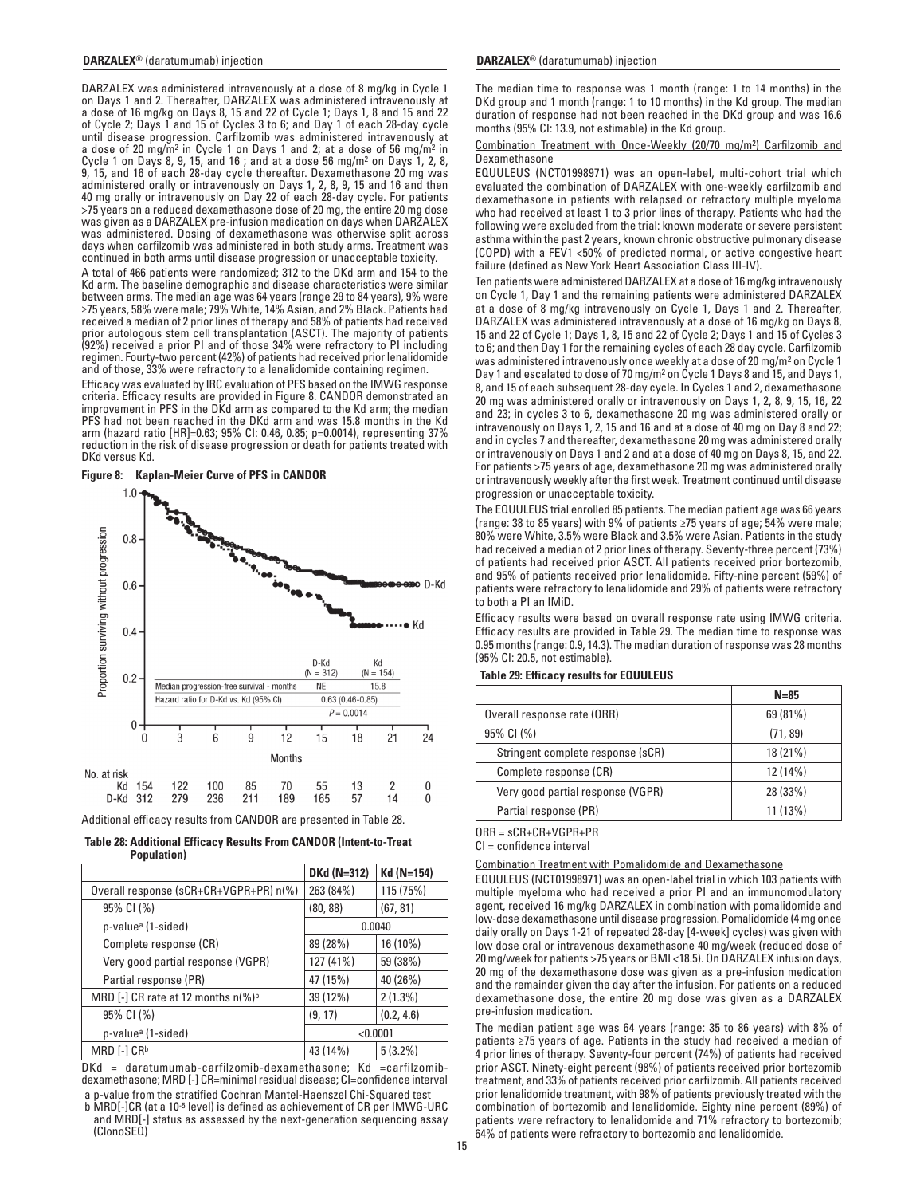DARZALEX was administered intravenously at a dose of 8 mg/kg in Cycle 1 on Days 1 and 2. Thereafter, DARZALEX was administered intravenously at a dose of 16 mg/kg on Days 8, 15 and 22 of Cycle 1; Days 1, 8 and 15 and 22 of Cycle 2; Days 1 and 15 of Cycles 3 to 6; and Day 1 of each 28-day cycle until disease progression. Carfilzomib was administered intravenously at a dose of 20 mg/m² in Cycle 1 on Days 1 and 2; at a dose of 56 mg/m² in Cycle 1 on Days 8, 9, 15, and 16 ; and at a dose 56 mg/m² on Days 1, 2, 8, 9, 15, and 16 of each 28-day cycle thereafter. Dexamethasone 20 mg was administered orally or intravenously on Days 1, 2, 8, 9, 15 and 16 and then 40 mg orally or intravenously on Day 22 of each 28-day cycle. For patients >75 years on a reduced dexamethasone dose of 20 mg, the entire 20 mg dose was given as a DARZALEX pre-infusion medication on days when DARZALEX was administered. Dosing of dexamethasone was otherwise split across days when carfilzomib was administered in both study arms. Treatment was continued in both arms until disease progression or unacceptable toxicity.

A total of 466 patients were randomized; 312 to the DKd arm and 154 to the Kd arm. The baseline demographic and disease characteristics were similar between arms. The median age was 64 years (range 29 to 84 years), 9% were ≥75 years, 58% were male; 79% White, 14% Asian, and 2% Black. Patients had received a median of 2 prior lines of therapy and 58% of patients had received prior autologous stem cell transplantation (ASCT). The majority of patients (92%) received a prior PI and of those 34% were refractory to PI including regimen. Fourty-two percent (42%) of patients had received prior lenalidomide and of those, 33% were refractory to a lenalidomide containing regimen.

Efficacy was evaluated by IRC evaluation of PFS based on the IMWG response criteria. Efficacy results are provided in Figure 8. CANDOR demonstrated an improvement in PFS in the DKd arm as compared to the Kd arm; the median PFS had not been reached in the DKd arm and was 15.8 months in the Kd arm (hazard ratio [HR]=0.63; 95% CI: 0.46, 0.85; p=0.0014), representing 37% reduction in the risk of disease progression or death for patients treated with DKd versus Kd.

**Figure 8: Kaplan-Meier Curve of PFS in CANDOR**

| | D-Kd (N = 312) | Kd (N = 154) |
|---|---|---|
| Median progression-free survival - months | NE | 15.8 |
| Hazard ratio for D-Kd vs. Kd (95% CI) | 0.63 (0.46-0.85) | |
| | P = 0.0014 | |

No. at risk

| Months | 0 | 3 | 6 | 9 | 12 | 15 | 18 | 21 | 24 |
|---|---|---|---|---|---|---|---|---|---|
| Kd | 154 | 122 | 100 | 85 | 70 | 55 | 13 | 2 | 0 |
| D-Kd | 312 | 279 | 236 | 211 | 189 | 165 | 57 | 14 | 0 |

Additional efficacy results from CANDOR are presented in Table 28.

**Table 28: Additional Efficacy Results From CANDOR (Intent-to-Treat Population)**

| | DKd (N=312) | Kd (N=154) |
|---|---|---|
| Overall response (sCR+CR+VGPR+PR) n(%) | 263 (84%) | 115 (75%) |
| 95% CI (%) | (80, 88) | (67, 81) |
| p-value[a] (1-sided) | 0.0040 | |
| Complete response (CR) | 89 (28%) | 16 (10%) |
| Very good partial response (VGPR) | 127 (41%) | 59 (38%) |
| Partial response (PR) | 47 (15%) | 40 (26%) |
| MRD [-] CR rate at 12 months n(%)[b] | 39 (12%) | 2 (1.3%) |
| 95% CI (%) | (9, 17) | (0.2, 4.6) |
| p-value[a] (1-sided) | <0.0001 | |
| MRD [-] CR[b] | 43 (14%) | 5 (3.2%) |

DKd = daratumumab-carfilzomib-dexamethasone; Kd =carfilzomib-dexamethasone; MRD [-] CR=minimal residual disease; CI=confidence interval

a p-value from the stratified Cochran Mantel-Haenszel Chi-Squared test

b MRD[-]CR (at a $10^{-5}$ level) is defined as achievement of CR per IMWG-URC and MRD[-] status as assessed by the next-generation sequencing assay (ClonoSEQ)

The median time to response was 1 month (range: 1 to 14 months) in the DKd group and 1 month (range: 1 to 10 months) in the Kd group. The median duration of response had not been reached in the DKd group and was 16.6 months (95% CI: 13.9, not estimable) in the Kd group.

Combination Treatment with Once-Weekly (20/70 mg/m²) Carfilzomib and Dexamethasone

EQUULEUS (NCT01998971) was an open-label, multi-cohort trial which evaluated the combination of DARZALEX with one-weekly carfilzomib and dexamethasone in patients with relapsed or refractory multiple myeloma who had received at least 1 to 3 prior lines of therapy. Patients who had the following were excluded from the trial: known moderate or severe persistent asthma within the past 2 years, known chronic obstructive pulmonary disease (COPD) with a FEV1 <50% of predicted normal, or active congestive heart failure (defined as New York Heart Association Class III-IV).

Ten patients were administered DARZALEX at a dose of 16 mg/kg intravenously on Cycle 1, Day 1 and the remaining patients were administered DARZALEX at a dose of 8 mg/kg intravenously on Cycle 1, Days 1 and 2. Thereafter, DARZALEX was administered intravenously at a dose of 16 mg/kg on Days 8, 15 and 22 of Cycle 1; Days 1, 8, 15 and 22 of Cycle 2; Days 1 and 15 of Cycles 3 to 6; and then Day 1 for the remaining cycles of each 28 day cycle. Carfilzomib was administered intravenously once weekly at a dose of 20 mg/m² on Cycle 1 Day 1 and escalated to dose of 70 mg/m² on Cycle 1 Days 8 and 15, and Days 1, 8, and 15 of each subsequent 28-day cycle. In Cycles 1 and 2, dexamethasone 20 mg was administered orally or intravenously on Days 1, 2, 8, 9, 15, 16, 22 and 23; in cycles 3 to 6, dexamethasone 20 mg was administered orally or intravenously on Days 1, 2, 15 and 16 and at a dose of 40 mg on Day 8 and 22; and in cycles 7 and thereafter, dexamethasone 20 mg was administered orally or intravenously on Days 1 and 2 and at a dose of 40 mg on Days 8, 15, and 22. For patients >75 years of age, dexamethasone 20 mg was administered orally or intravenously weekly after the first week. Treatment continued until disease progression or unacceptable toxicity.

The EQUULEUS trial enrolled 85 patients. The median patient age was 66 years (range: 38 to 85 years) with 9% of patients ≥75 years of age; 54% were male; 80% were White, 3.5% were Black and 3.5% were Asian. Patients in the study had received a median of 2 prior lines of therapy. Seventy-three percent (73%) of patients had received prior ASCT. All patients received prior bortezomib, and 95% of patients received prior lenalidomide. Fifty-nine percent (59%) of patients were refractory to lenalidomide and 29% of patients were refractory to both a PI an IMiD.

Efficacy results were based on overall response rate using IMWG criteria. Efficacy results are provided in Table 29. The median time to response was 0.95 months (range: 0.9, 14.3). The median duration of response was 28 months (95% CI: 20.5, not estimable).

**Table 29: Efficacy results for EQUULEUS**

| | N=85 |
|---|---|
| Overall response rate (ORR) | 69 (81%) |
| 95% CI (%) | (71, 89) |
| Stringent complete response (sCR) | 18 (21%) |
| Complete response (CR) | 12 (14%) |
| Very good partial response (VGPR) | 28 (33%) |
| Partial response (PR) | 11 (13%) |

ORR = sCR+CR+VGPR+PR

CI = confidence interval

Combination Treatment with Pomalidomide and Dexamethasone

EQUULEUS (NCT01998971) was an open-label trial in which 103 patients with multiple myeloma who had received a prior PI and an immunomodulatory agent, received 16 mg/kg DARZALEX in combination with pomalidomide and low-dose dexamethasone until disease progression. Pomalidomide (4 mg once daily orally on Days 1-21 of repeated 28-day [4-week] cycles) was given with low dose oral or intravenous dexamethasone 40 mg/week (reduced dose of 20 mg/week for patients >75 years or BMI <18.5). On DARZALEX infusion days, 20 mg of the dexamethasone dose was given as a pre-infusion medication and the remainder given the day after the infusion. For patients on a reduced dexamethasone dose, the entire 20 mg dose was given as a DARZALEX pre-infusion medication.

The median patient age was 64 years (range: 35 to 86 years) with 8% of patients ≥75 years of age. Patients in the study had received a median of 4 prior lines of therapy. Seventy-four percent (74%) of patients had received prior ASCT. Ninety-eight percent (98%) of patients received prior bortezomib treatment, and 33% of patients received prior carfilzomib. All patients received prior lenalidomide treatment, with 98% of patients previously treated with the combination of bortezomib and lenalidomide. Eighty nine percent (89%) of patients were refractory to lenalidomide and 71% refractory to bortezomib; 64% of patients were refractory to bortezomib and lenalidomide.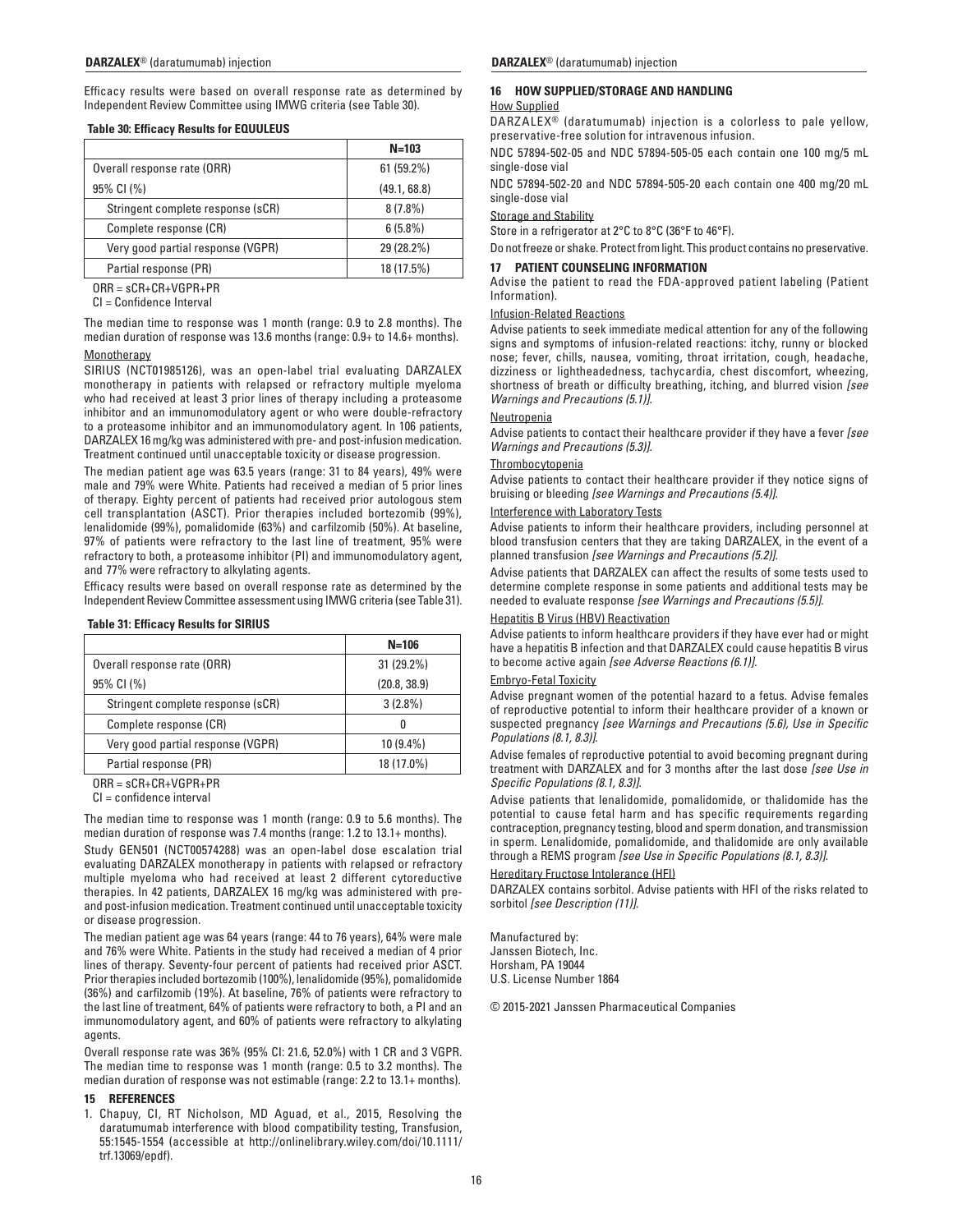Efficacy results were based on overall response rate as determined by Independent Review Committee using IMWG criteria (see Table 30).

**Table 30: Efficacy Results for EQUULEUS**

| | N=103 |
|---|---|
| Overall response rate (ORR) | 61 (59.2%) |
| 95% CI (%) | (49.1, 68.8) |
| Stringent complete response (sCR) | 8 (7.8%) |
| Complete response (CR) | 6 (5.8%) |
| Very good partial response (VGPR) | 29 (28.2%) |
| Partial response (PR) | 18 (17.5%) |

ORR = sCR+CR+VGPR+PR

CI = Confidence Interval

The median time to response was 1 month (range: 0.9 to 2.8 months). The median duration of response was 13.6 months (range: 0.9+ to 14.6+ months).

Monotherapy

SIRIUS (NCT01985126), was an open-label trial evaluating DARZALEX monotherapy in patients with relapsed or refractory multiple myeloma who had received at least 3 prior lines of therapy including a proteasome inhibitor and an immunomodulatory agent or who were double-refractory to a proteasome inhibitor and an immunomodulatory agent. In 106 patients, DARZALEX 16 mg/kg was administered with pre- and post-infusion medication. Treatment continued until unacceptable toxicity or disease progression.

The median patient age was 63.5 years (range: 31 to 84 years), 49% were male and 79% were White. Patients had received a median of 5 prior lines of therapy. Eighty percent of patients had received prior autologous stem cell transplantation (ASCT). Prior therapies included bortezomib (99%), lenalidomide (99%), pomalidomide (63%) and carfilzomib (50%). At baseline, 97% of patients were refractory to the last line of treatment, 95% were refractory to both, a proteasome inhibitor (PI) and immunomodulatory agent, and 77% were refractory to alkylating agents.

Efficacy results were based on overall response rate as determined by the Independent Review Committee assessment using IMWG criteria (see Table 31).

**Table 31: Efficacy Results for SIRIUS**

| | N=106 |
|---|---|
| Overall response rate (ORR) | 31 (29.2%) |
| 95% CI (%) | (20.8, 38.9) |
| Stringent complete response (sCR) | 3 (2.8%) |
| Complete response (CR) | 0 |
| Very good partial response (VGPR) | 10 (9.4%) |
| Partial response (PR) | 18 (17.0%) |

ORR = sCR+CR+VGPR+PR

CI = confidence interval

The median time to response was 1 month (range: 0.9 to 5.6 months). The median duration of response was 7.4 months (range: 1.2 to 13.1+ months).

Study GEN501 (NCT00574288) was an open-label dose escalation trial evaluating DARZALEX monotherapy in patients with relapsed or refractory multiple myeloma who had received at least 2 different cytoreductive therapies. In 42 patients, DARZALEX 16 mg/kg was administered with pre- and post-infusion medication. Treatment continued until unacceptable toxicity or disease progression.

The median patient age was 64 years (range: 44 to 76 years), 64% were male and 76% were White. Patients in the study had received a median of 4 prior lines of therapy. Seventy-four percent of patients had received prior ASCT. Prior therapies included bortezomib (100%), lenalidomide (95%), pomalidomide (36%) and carfilzomib (19%). At baseline, 76% of patients were refractory to the last line of treatment, 64% of patients were refractory to both, a PI and an immunomodulatory agent, and 60% of patients were refractory to alkylating agents.

Overall response rate was 36% (95% CI: 21.6, 52.0%) with 1 CR and 3 VGPR. The median time to response was 1 month (range: 0.5 to 3.2 months). The median duration of response was not estimable (range: 2.2 to 13.1+ months).

## 15 REFERENCES

1. Chapuy, CI, RT Nicholson, MD Aguad, et al., 2015, Resolving the daratumumab interference with blood compatibility testing, Transfusion, 55:1545-1554 (accessible at http://onlinelibrary.wiley.com/doi/10.1111/trf.13069/epdf).

## 16 HOW SUPPLIED/STORAGE AND HANDLING

How Supplied

DARZALEX® (daratumumab) injection is a colorless to pale yellow, preservative-free solution for intravenous infusion.

NDC 57894-502-05 and NDC 57894-505-05 each contain one 100 mg/5 mL single-dose vial

NDC 57894-502-20 and NDC 57894-505-20 each contain one 400 mg/20 mL single-dose vial

Storage and Stability

Store in a refrigerator at 2°C to 8°C (36°F to 46°F).

Do not freeze or shake. Protect from light. This product contains no preservative.

## 17 PATIENT COUNSELING INFORMATION

Advise the patient to read the FDA-approved patient labeling (Patient Information).

Infusion-Related Reactions

Advise patients to seek immediate medical attention for any of the following signs and symptoms of infusion-related reactions: itchy, runny or blocked nose; fever, chills, nausea, vomiting, throat irritation, cough, headache, dizziness or lightheadedness, tachycardia, chest discomfort, wheezing, shortness of breath or difficulty breathing, itching, and blurred vision *[see Warnings and Precautions (5.1)]*.

Neutropenia

Advise patients to contact their healthcare provider if they have a fever *[see Warnings and Precautions (5.3)]*.

Thrombocytopenia

Advise patients to contact their healthcare provider if they notice signs of bruising or bleeding *[see Warnings and Precautions (5.4)]*.

Interference with Laboratory Tests

Advise patients to inform their healthcare providers, including personnel at blood transfusion centers that they are taking DARZALEX, in the event of a planned transfusion *[see Warnings and Precautions (5.2)]*.

Advise patients that DARZALEX can affect the results of some tests used to determine complete response in some patients and additional tests may be needed to evaluate response *[see Warnings and Precautions (5.5)]*.

Hepatitis B Virus (HBV) Reactivation

Advise patients to inform healthcare providers if they have ever had or might have a hepatitis B infection and that DARZALEX could cause hepatitis B virus to become active again *[see Adverse Reactions (6.1)]*.

Embryo-Fetal Toxicity

Advise pregnant women of the potential hazard to a fetus. Advise females of reproductive potential to inform their healthcare provider of a known or suspected pregnancy *[see Warnings and Precautions (5.6), Use in Specific Populations (8.1, 8.3)]*.

Advise females of reproductive potential to avoid becoming pregnant during treatment with DARZALEX and for 3 months after the last dose *[see Use in Specific Populations (8.1, 8.3)]*.

Advise patients that lenalidomide, pomalidomide, or thalidomide has the potential to cause fetal harm and has specific requirements regarding contraception, pregnancy testing, blood and sperm donation, and transmission in sperm. Lenalidomide, pomalidomide, and thalidomide are only available through a REMS program *[see Use in Specific Populations (8.1, 8.3)]*.

Hereditary Fructose Intolerance (HFI)

DARZALEX contains sorbitol. Advise patients with HFI of the risks related to sorbitol *[see Description (11)]*.

Manufactured by:
Janssen Biotech, Inc.
Horsham, PA 19044
U.S. License Number 1864

© 2015-2021 Janssen Pharmaceutical Companies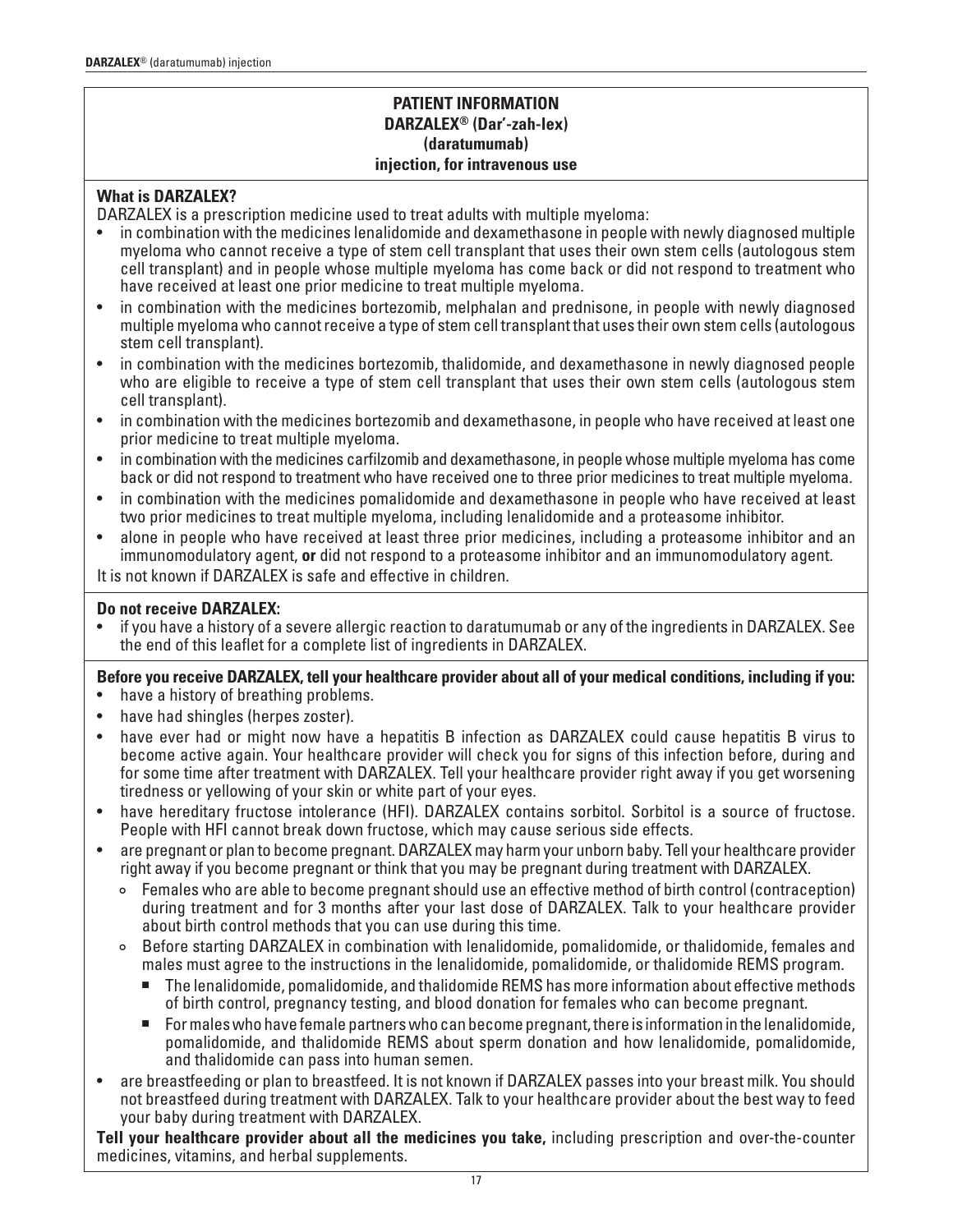## PATIENT INFORMATION
**DARZALEX® (Dar′-zah-lex)**
**(daratumumab)**
**injection, for intravenous use**

**What is DARZALEX?**

DARZALEX is a prescription medicine used to treat adults with multiple myeloma:

- in combination with the medicines lenalidomide and dexamethasone in people with newly diagnosed multiple myeloma who cannot receive a type of stem cell transplant that uses their own stem cells (autologous stem cell transplant) and in people whose multiple myeloma has come back or did not respond to treatment who have received at least one prior medicine to treat multiple myeloma.
- in combination with the medicines bortezomib, melphalan and prednisone, in people with newly diagnosed multiple myeloma who cannot receive a type of stem cell transplant that uses their own stem cells (autologous stem cell transplant).
- in combination with the medicines bortezomib, thalidomide, and dexamethasone in newly diagnosed people who are eligible to receive a type of stem cell transplant that uses their own stem cells (autologous stem cell transplant).
- in combination with the medicines bortezomib and dexamethasone, in people who have received at least one prior medicine to treat multiple myeloma.
- in combination with the medicines carfilzomib and dexamethasone, in people whose multiple myeloma has come back or did not respond to treatment who have received one to three prior medicines to treat multiple myeloma.
- in combination with the medicines pomalidomide and dexamethasone in people who have received at least two prior medicines to treat multiple myeloma, including lenalidomide and a proteasome inhibitor.
- alone in people who have received at least three prior medicines, including a proteasome inhibitor and an immunomodulatory agent, **or** did not respond to a proteasome inhibitor and an immunomodulatory agent.

It is not known if DARZALEX is safe and effective in children.

**Do not receive DARZALEX:**

- if you have a history of a severe allergic reaction to daratumumab or any of the ingredients in DARZALEX. See the end of this leaflet for a complete list of ingredients in DARZALEX.

**Before you receive DARZALEX, tell your healthcare provider about all of your medical conditions, including if you:**

- have a history of breathing problems.
- have had shingles (herpes zoster).
- have ever had or might now have a hepatitis B infection as DARZALEX could cause hepatitis B virus to become active again. Your healthcare provider will check you for signs of this infection before, during and for some time after treatment with DARZALEX. Tell your healthcare provider right away if you get worsening tiredness or yellowing of your skin or white part of your eyes.
- have hereditary fructose intolerance (HFI). DARZALEX contains sorbitol. Sorbitol is a source of fructose. People with HFI cannot break down fructose, which may cause serious side effects.
- are pregnant or plan to become pregnant. DARZALEX may harm your unborn baby. Tell your healthcare provider right away if you become pregnant or think that you may be pregnant during treatment with DARZALEX.
  - Females who are able to become pregnant should use an effective method of birth control (contraception) during treatment and for 3 months after your last dose of DARZALEX. Talk to your healthcare provider about birth control methods that you can use during this time.
  - Before starting DARZALEX in combination with lenalidomide, pomalidomide, or thalidomide, females and males must agree to the instructions in the lenalidomide, pomalidomide, or thalidomide REMS program.
    - The lenalidomide, pomalidomide, and thalidomide REMS has more information about effective methods of birth control, pregnancy testing, and blood donation for females who can become pregnant.
    - For males who have female partners who can become pregnant, there is information in the lenalidomide, pomalidomide, and thalidomide REMS about sperm donation and how lenalidomide, pomalidomide, and thalidomide can pass into human semen.
- are breastfeeding or plan to breastfeed. It is not known if DARZALEX passes into your breast milk. You should not breastfeed during treatment with DARZALEX. Talk to your healthcare provider about the best way to feed your baby during treatment with DARZALEX.

**Tell your healthcare provider about all the medicines you take,** including prescription and over-the-counter medicines, vitamins, and herbal supplements.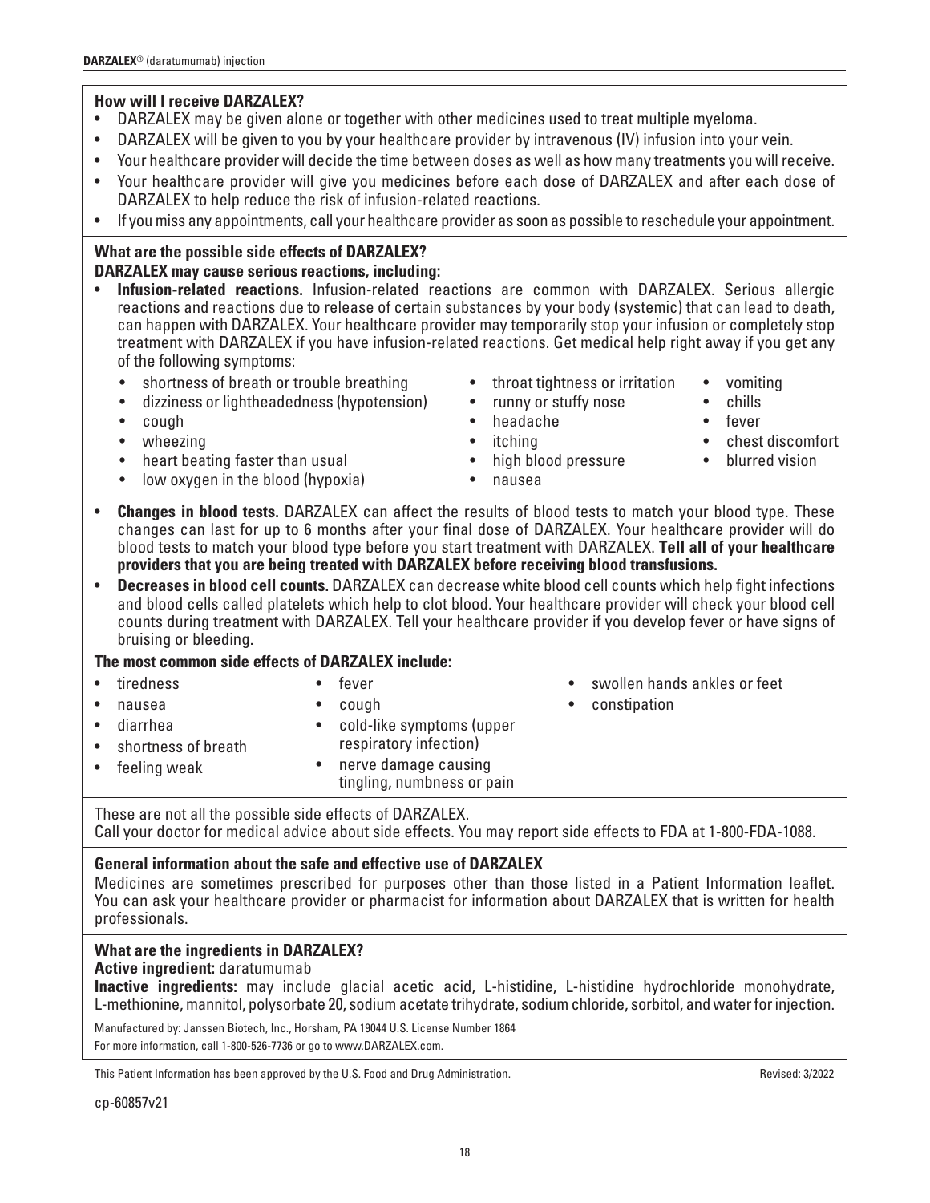**How will I receive DARZALEX?**

- DARZALEX may be given alone or together with other medicines used to treat multiple myeloma.
- DARZALEX will be given to you by your healthcare provider by intravenous (IV) infusion into your vein.
- Your healthcare provider will decide the time between doses as well as how many treatments you will receive.
- Your healthcare provider will give you medicines before each dose of DARZALEX and after each dose of DARZALEX to help reduce the risk of infusion-related reactions.
- If you miss any appointments, call your healthcare provider as soon as possible to reschedule your appointment.

**What are the possible side effects of DARZALEX?**

**DARZALEX may cause serious reactions, including:**

- **Infusion-related reactions.** Infusion-related reactions are common with DARZALEX. Serious allergic reactions and reactions due to release of certain substances by your body (systemic) that can lead to death, can happen with DARZALEX. Your healthcare provider may temporarily stop your infusion or completely stop treatment with DARZALEX if you have infusion-related reactions. Get medical help right away if you get any of the following symptoms:
  - shortness of breath or trouble breathing
  - dizziness or lightheadedness (hypotension)
  - cough
  - wheezing
  - heart beating faster than usual
  - low oxygen in the blood (hypoxia)
  - throat tightness or irritation
  - runny or stuffy nose
  - headache
  - itching
  - high blood pressure
  - nausea
  - vomiting
  - chills
  - fever
  - chest discomfort
  - blurred vision
- **Changes in blood tests.** DARZALEX can affect the results of blood tests to match your blood type. These changes can last for up to 6 months after your final dose of DARZALEX. Your healthcare provider will do blood tests to match your blood type before you start treatment with DARZALEX. **Tell all of your healthcare providers that you are being treated with DARZALEX before receiving blood transfusions.**
- **Decreases in blood cell counts.** DARZALEX can decrease white blood cell counts which help fight infections and blood cells called platelets which help to clot blood. Your healthcare provider will check your blood cell counts during treatment with DARZALEX. Tell your healthcare provider if you develop fever or have signs of bruising or bleeding.

**The most common side effects of DARZALEX include:**

- tiredness
- nausea
- diarrhea
- shortness of breath
- feeling weak
- fever
- cough
- cold-like symptoms (upper respiratory infection)
- nerve damage causing tingling, numbness or pain
- swollen hands ankles or feet
- constipation

These are not all the possible side effects of DARZALEX.

Call your doctor for medical advice about side effects. You may report side effects to FDA at 1-800-FDA-1088.

**General information about the safe and effective use of DARZALEX**

Medicines are sometimes prescribed for purposes other than those listed in a Patient Information leaflet. You can ask your healthcare provider or pharmacist for information about DARZALEX that is written for health professionals.

**What are the ingredients in DARZALEX?**

**Active ingredient:** daratumumab

**Inactive ingredients:** may include glacial acetic acid, L-histidine, L-histidine hydrochloride monohydrate, L-methionine, mannitol, polysorbate 20, sodium acetate trihydrate, sodium chloride, sorbitol, and water for injection.

Manufactured by: Janssen Biotech, Inc., Horsham, PA 19044 U.S. License Number 1864

For more information, call 1-800-526-7736 or go to www.DARZALEX.com.

This Patient Information has been approved by the U.S. Food and Drug Administration. Revised: 3/2022

cp-60857v21